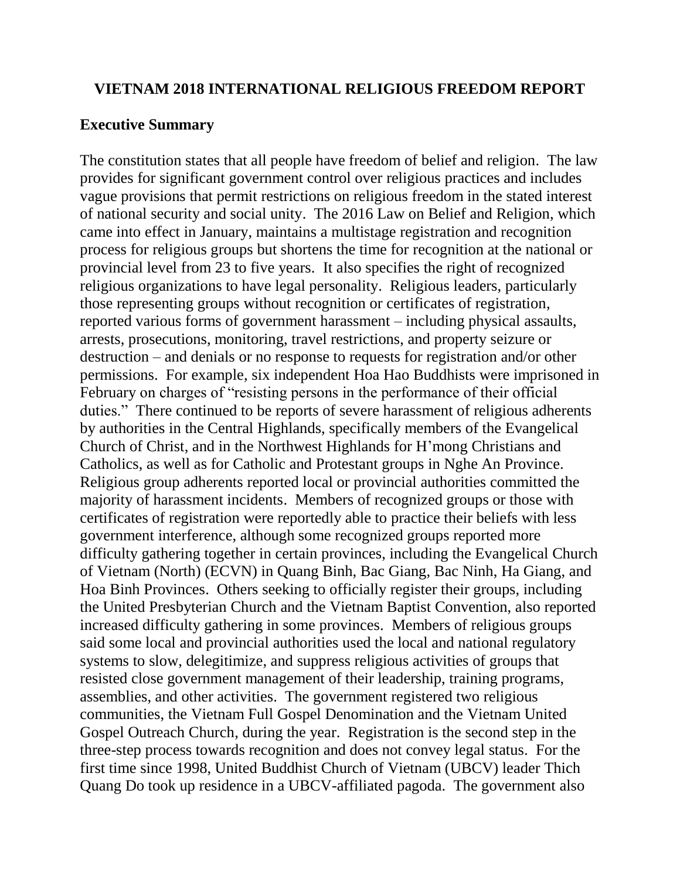# VIETNAM 2018 INTERNATIONAL RELIGIOUS FREEDOM REPORT

## Executive Summary

The constitution states that all people have freedom of belief and religion. The law provides for significant government control over religious practices and includes vague provisions that permit restrictions on religious freedom in the stated interest of national security and social unity. The 2016 Law on Belief and Religion, which came into effect in January, maintains a multistage registration and recognition process for religious groups but shortens the time for recognition at the national or provincial level from 23 to five years. It also specifies the right of recognized religious organizations to have legal personality. Religious leaders, particularly those representing groups without recognition or certificates of registration, reported various forms of government harassment – including physical assaults, arrests, prosecutions, monitoring, travel restrictions, and property seizure or destruction – and denials or no response to requests for registration and/or other permissions. For example, six independent Hoa Hao Buddhists were imprisoned in February on charges of "resisting persons in the performance of their official duties." There continued to be reports of severe harassment of religious adherents by authorities in the Central Highlands, specifically members of the Evangelical Church of Christ, and in the Northwest Highlands for H'mong Christians and Catholics, as well as for Catholic and Protestant groups in Nghe An Province. Religious group adherents reported local or provincial authorities committed the majority of harassment incidents. Members of recognized groups or those with certificates of registration were reportedly able to practice their beliefs with less government interference, although some recognized groups reported more difficulty gathering together in certain provinces, including the Evangelical Church of Vietnam (North) (ECVN) in Quang Binh, Bac Giang, Bac Ninh, Ha Giang, and Hoa Binh Provinces. Others seeking to officially register their groups, including the United Presbyterian Church and the Vietnam Baptist Convention, also reported increased difficulty gathering in some provinces. Members of religious groups said some local and provincial authorities used the local and national regulatory systems to slow, delegitimize, and suppress religious activities of groups that resisted close government management of their leadership, training programs, assemblies, and other activities. The government registered two religious communities, the Vietnam Full Gospel Denomination and the Vietnam United Gospel Outreach Church, during the year. Registration is the second step in the three-step process towards recognition and does not convey legal status. For the first time since 1998, United Buddhist Church of Vietnam (UBCV) leader Thich Quang Do took up residence in a UBCV-affiliated pagoda. The government also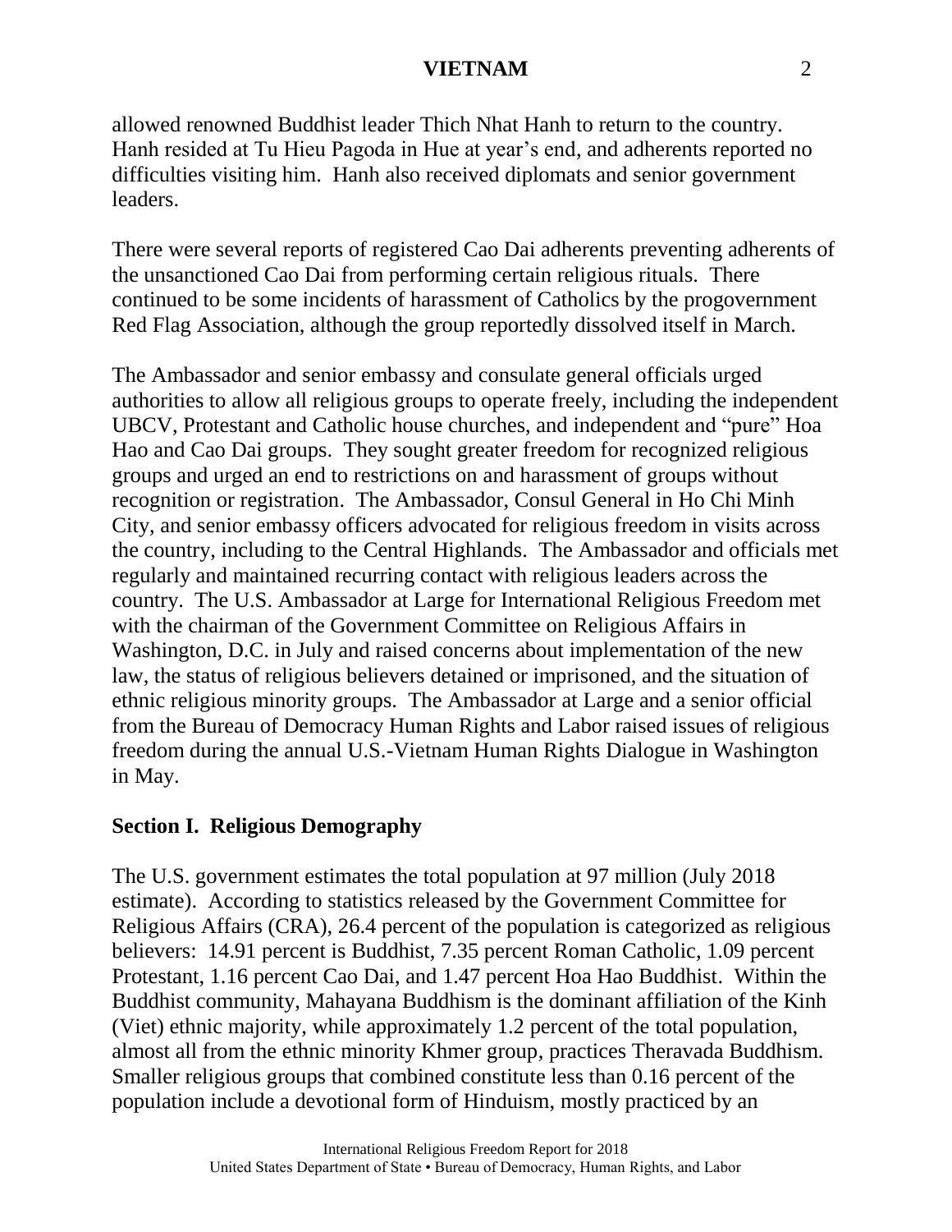allowed renowned Buddhist leader Thich Nhat Hanh to return to the country. Hanh resided at Tu Hieu Pagoda in Hue at year's end, and adherents reported no difficulties visiting him. Hanh also received diplomats and senior government leaders.

There were several reports of registered Cao Dai adherents preventing adherents of the unsanctioned Cao Dai from performing certain religious rituals. There continued to be some incidents of harassment of Catholics by the progovernment Red Flag Association, although the group reportedly dissolved itself in March.

The Ambassador and senior embassy and consulate general officials urged authorities to allow all religious groups to operate freely, including the independent UBCV, Protestant and Catholic house churches, and independent and "pure" Hoa Hao and Cao Dai groups. They sought greater freedom for recognized religious groups and urged an end to restrictions on and harassment of groups without recognition or registration. The Ambassador, Consul General in Ho Chi Minh City, and senior embassy officers advocated for religious freedom in visits across the country, including to the Central Highlands. The Ambassador and officials met regularly and maintained recurring contact with religious leaders across the country. The U.S. Ambassador at Large for International Religious Freedom met with the chairman of the Government Committee on Religious Affairs in Washington, D.C. in July and raised concerns about implementation of the new law, the status of religious believers detained or imprisoned, and the situation of ethnic religious minority groups. The Ambassador at Large and a senior official from the Bureau of Democracy Human Rights and Labor raised issues of religious freedom during the annual U.S.-Vietnam Human Rights Dialogue in Washington in May.

## Section I. Religious Demography

The U.S. government estimates the total population at 97 million (July 2018 estimate). According to statistics released by the Government Committee for Religious Affairs (CRA), 26.4 percent of the population is categorized as religious believers: 14.91 percent is Buddhist, 7.35 percent Roman Catholic, 1.09 percent Protestant, 1.16 percent Cao Dai, and 1.47 percent Hoa Hao Buddhist. Within the Buddhist community, Mahayana Buddhism is the dominant affiliation of the Kinh (Viet) ethnic majority, while approximately 1.2 percent of the total population, almost all from the ethnic minority Khmer group, practices Theravada Buddhism. Smaller religious groups that combined constitute less than 0.16 percent of the population include a devotional form of Hinduism, mostly practiced by an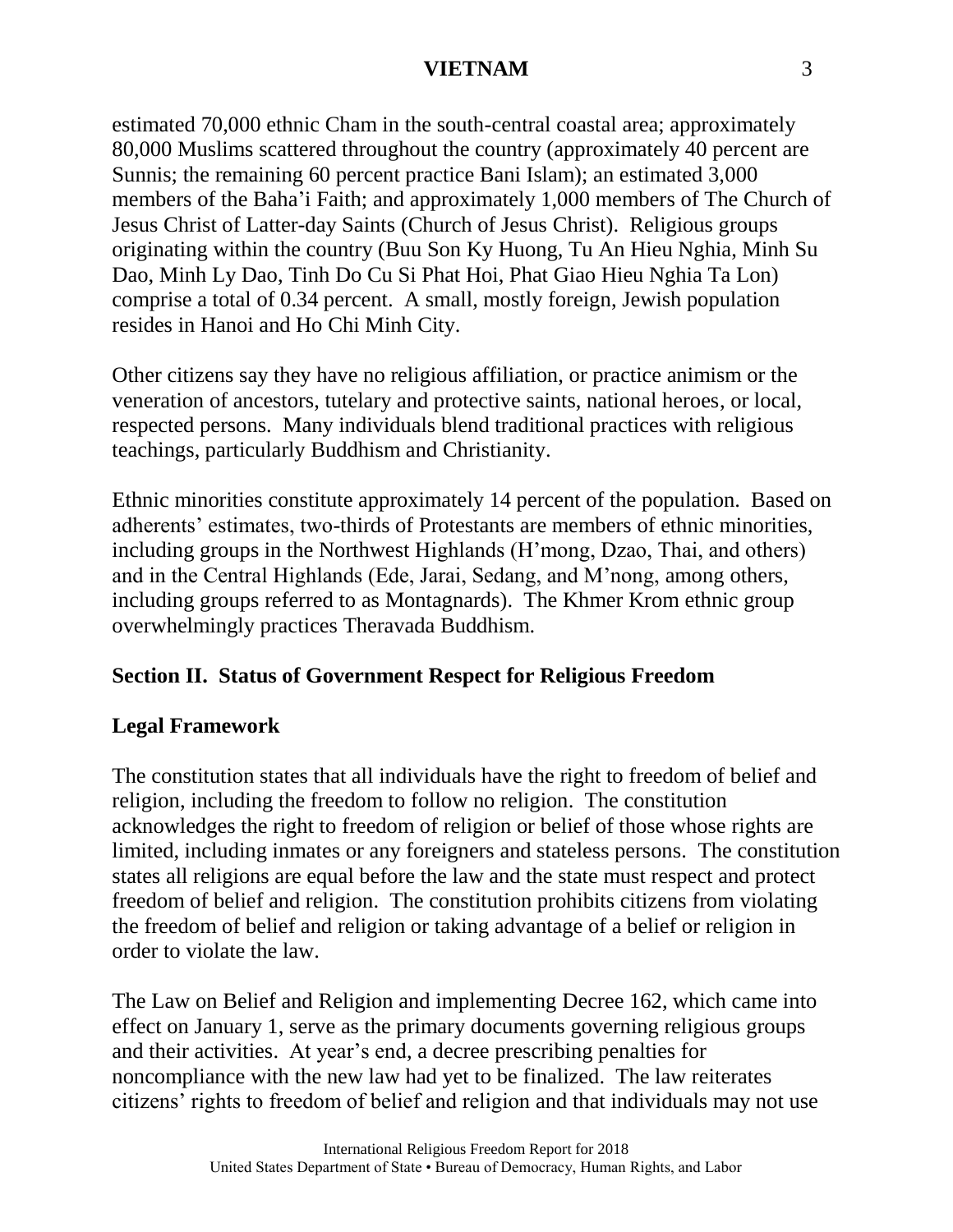estimated 70,000 ethnic Cham in the south-central coastal area; approximately 80,000 Muslims scattered throughout the country (approximately 40 percent are Sunnis; the remaining 60 percent practice Bani Islam); an estimated 3,000 members of the Baha'i Faith; and approximately 1,000 members of The Church of Jesus Christ of Latter-day Saints (Church of Jesus Christ). Religious groups originating within the country (Buu Son Ky Huong, Tu An Hieu Nghia, Minh Su Dao, Minh Ly Dao, Tinh Do Cu Si Phat Hoi, Phat Giao Hieu Nghia Ta Lon) comprise a total of 0.34 percent. A small, mostly foreign, Jewish population resides in Hanoi and Ho Chi Minh City.

Other citizens say they have no religious affiliation, or practice animism or the veneration of ancestors, tutelary and protective saints, national heroes, or local, respected persons. Many individuals blend traditional practices with religious teachings, particularly Buddhism and Christianity.

Ethnic minorities constitute approximately 14 percent of the population. Based on adherents' estimates, two-thirds of Protestants are members of ethnic minorities, including groups in the Northwest Highlands (H'mong, Dzao, Thai, and others) and in the Central Highlands (Ede, Jarai, Sedang, and M'nong, among others, including groups referred to as Montagnards). The Khmer Krom ethnic group overwhelmingly practices Theravada Buddhism.

## Section II. Status of Government Respect for Religious Freedom

### Legal Framework

The constitution states that all individuals have the right to freedom of belief and religion, including the freedom to follow no religion. The constitution acknowledges the right to freedom of religion or belief of those whose rights are limited, including inmates or any foreigners and stateless persons. The constitution states all religions are equal before the law and the state must respect and protect freedom of belief and religion. The constitution prohibits citizens from violating the freedom of belief and religion or taking advantage of a belief or religion in order to violate the law.

The Law on Belief and Religion and implementing Decree 162, which came into effect on January 1, serve as the primary documents governing religious groups and their activities. At year's end, a decree prescribing penalties for noncompliance with the new law had yet to be finalized. The law reiterates citizens' rights to freedom of belief and religion and that individuals may not use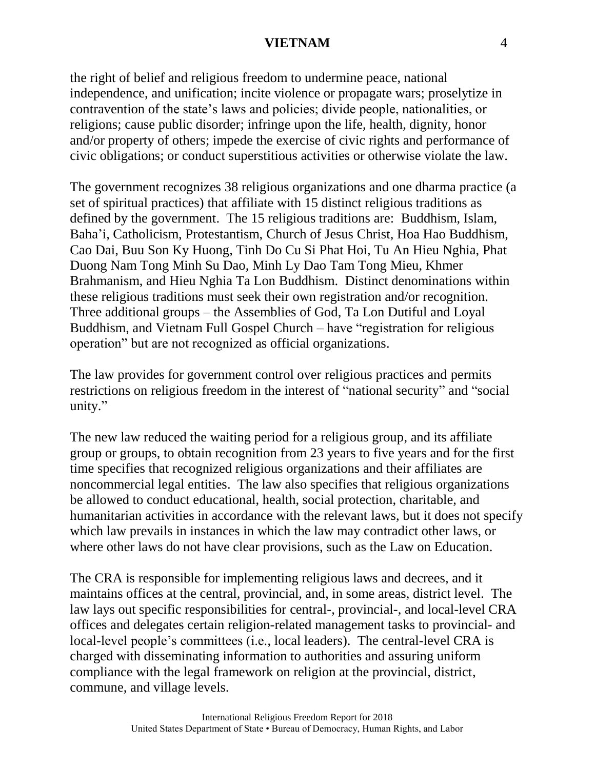the right of belief and religious freedom to undermine peace, national independence, and unification; incite violence or propagate wars; proselytize in contravention of the state's laws and policies; divide people, nationalities, or religions; cause public disorder; infringe upon the life, health, dignity, honor and/or property of others; impede the exercise of civic rights and performance of civic obligations; or conduct superstitious activities or otherwise violate the law.

The government recognizes 38 religious organizations and one dharma practice (a set of spiritual practices) that affiliate with 15 distinct religious traditions as defined by the government. The 15 religious traditions are: Buddhism, Islam, Baha'i, Catholicism, Protestantism, Church of Jesus Christ, Hoa Hao Buddhism, Cao Dai, Buu Son Ky Huong, Tinh Do Cu Si Phat Hoi, Tu An Hieu Nghia, Phat Duong Nam Tong Minh Su Dao, Minh Ly Dao Tam Tong Mieu, Khmer Brahmanism, and Hieu Nghia Ta Lon Buddhism. Distinct denominations within these religious traditions must seek their own registration and/or recognition. Three additional groups – the Assemblies of God, Ta Lon Dutiful and Loyal Buddhism, and Vietnam Full Gospel Church – have "registration for religious operation" but are not recognized as official organizations.

The law provides for government control over religious practices and permits restrictions on religious freedom in the interest of "national security" and "social unity."

The new law reduced the waiting period for a religious group, and its affiliate group or groups, to obtain recognition from 23 years to five years and for the first time specifies that recognized religious organizations and their affiliates are noncommercial legal entities. The law also specifies that religious organizations be allowed to conduct educational, health, social protection, charitable, and humanitarian activities in accordance with the relevant laws, but it does not specify which law prevails in instances in which the law may contradict other laws, or where other laws do not have clear provisions, such as the Law on Education.

The CRA is responsible for implementing religious laws and decrees, and it maintains offices at the central, provincial, and, in some areas, district level. The law lays out specific responsibilities for central-, provincial-, and local-level CRA offices and delegates certain religion-related management tasks to provincial- and local-level people's committees (i.e., local leaders). The central-level CRA is charged with disseminating information to authorities and assuring uniform compliance with the legal framework on religion at the provincial, district, commune, and village levels.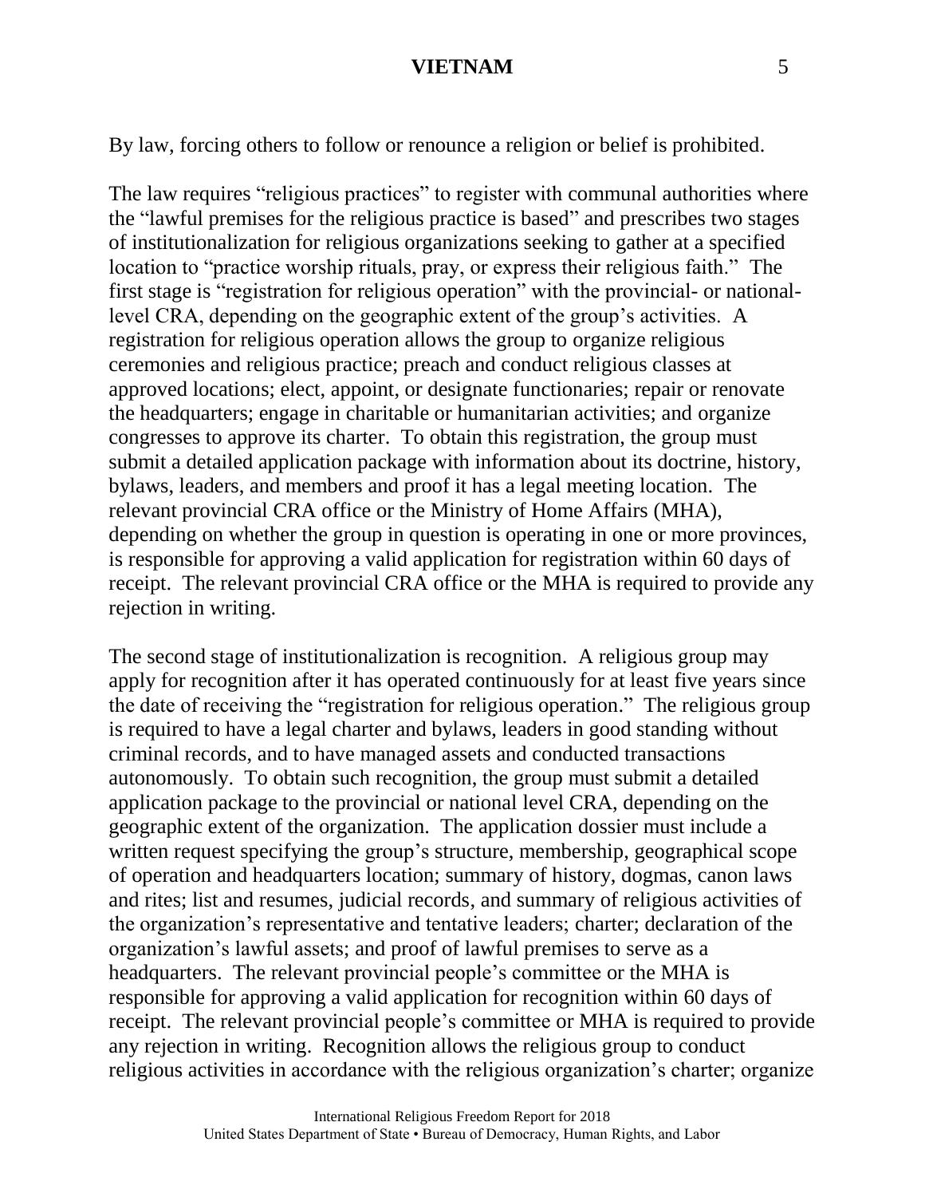By law, forcing others to follow or renounce a religion or belief is prohibited.

The law requires "religious practices" to register with communal authorities where the "lawful premises for the religious practice is based" and prescribes two stages of institutionalization for religious organizations seeking to gather at a specified location to "practice worship rituals, pray, or express their religious faith." The first stage is "registration for religious operation" with the provincial- or national-level CRA, depending on the geographic extent of the group's activities. A registration for religious operation allows the group to organize religious ceremonies and religious practice; preach and conduct religious classes at approved locations; elect, appoint, or designate functionaries; repair or renovate the headquarters; engage in charitable or humanitarian activities; and organize congresses to approve its charter. To obtain this registration, the group must submit a detailed application package with information about its doctrine, history, bylaws, leaders, and members and proof it has a legal meeting location. The relevant provincial CRA office or the Ministry of Home Affairs (MHA), depending on whether the group in question is operating in one or more provinces, is responsible for approving a valid application for registration within 60 days of receipt. The relevant provincial CRA office or the MHA is required to provide any rejection in writing.

The second stage of institutionalization is recognition. A religious group may apply for recognition after it has operated continuously for at least five years since the date of receiving the "registration for religious operation." The religious group is required to have a legal charter and bylaws, leaders in good standing without criminal records, and to have managed assets and conducted transactions autonomously. To obtain such recognition, the group must submit a detailed application package to the provincial or national level CRA, depending on the geographic extent of the organization. The application dossier must include a written request specifying the group's structure, membership, geographical scope of operation and headquarters location; summary of history, dogmas, canon laws and rites; list and resumes, judicial records, and summary of religious activities of the organization's representative and tentative leaders; charter; declaration of the organization's lawful assets; and proof of lawful premises to serve as a headquarters. The relevant provincial people's committee or the MHA is responsible for approving a valid application for recognition within 60 days of receipt. The relevant provincial people's committee or MHA is required to provide any rejection in writing. Recognition allows the religious group to conduct religious activities in accordance with the religious organization's charter; organize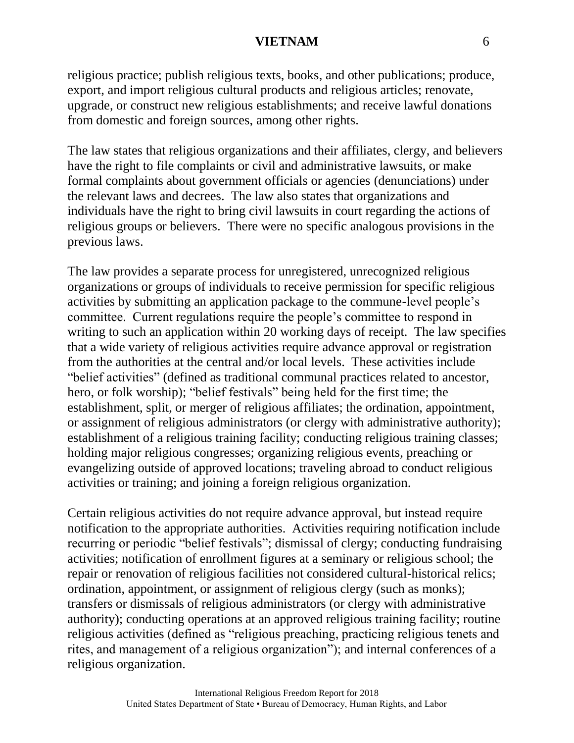religious practice; publish religious texts, books, and other publications; produce, export, and import religious cultural products and religious articles; renovate, upgrade, or construct new religious establishments; and receive lawful donations from domestic and foreign sources, among other rights.

The law states that religious organizations and their affiliates, clergy, and believers have the right to file complaints or civil and administrative lawsuits, or make formal complaints about government officials or agencies (denunciations) under the relevant laws and decrees. The law also states that organizations and individuals have the right to bring civil lawsuits in court regarding the actions of religious groups or believers. There were no specific analogous provisions in the previous laws.

The law provides a separate process for unregistered, unrecognized religious organizations or groups of individuals to receive permission for specific religious activities by submitting an application package to the commune-level people's committee. Current regulations require the people's committee to respond in writing to such an application within 20 working days of receipt. The law specifies that a wide variety of religious activities require advance approval or registration from the authorities at the central and/or local levels. These activities include "belief activities" (defined as traditional communal practices related to ancestor, hero, or folk worship); "belief festivals" being held for the first time; the establishment, split, or merger of religious affiliates; the ordination, appointment, or assignment of religious administrators (or clergy with administrative authority); establishment of a religious training facility; conducting religious training classes; holding major religious congresses; organizing religious events, preaching or evangelizing outside of approved locations; traveling abroad to conduct religious activities or training; and joining a foreign religious organization.

Certain religious activities do not require advance approval, but instead require notification to the appropriate authorities. Activities requiring notification include recurring or periodic "belief festivals"; dismissal of clergy; conducting fundraising activities; notification of enrollment figures at a seminary or religious school; the repair or renovation of religious facilities not considered cultural-historical relics; ordination, appointment, or assignment of religious clergy (such as monks); transfers or dismissals of religious administrators (or clergy with administrative authority); conducting operations at an approved religious training facility; routine religious activities (defined as "religious preaching, practicing religious tenets and rites, and management of a religious organization"); and internal conferences of a religious organization.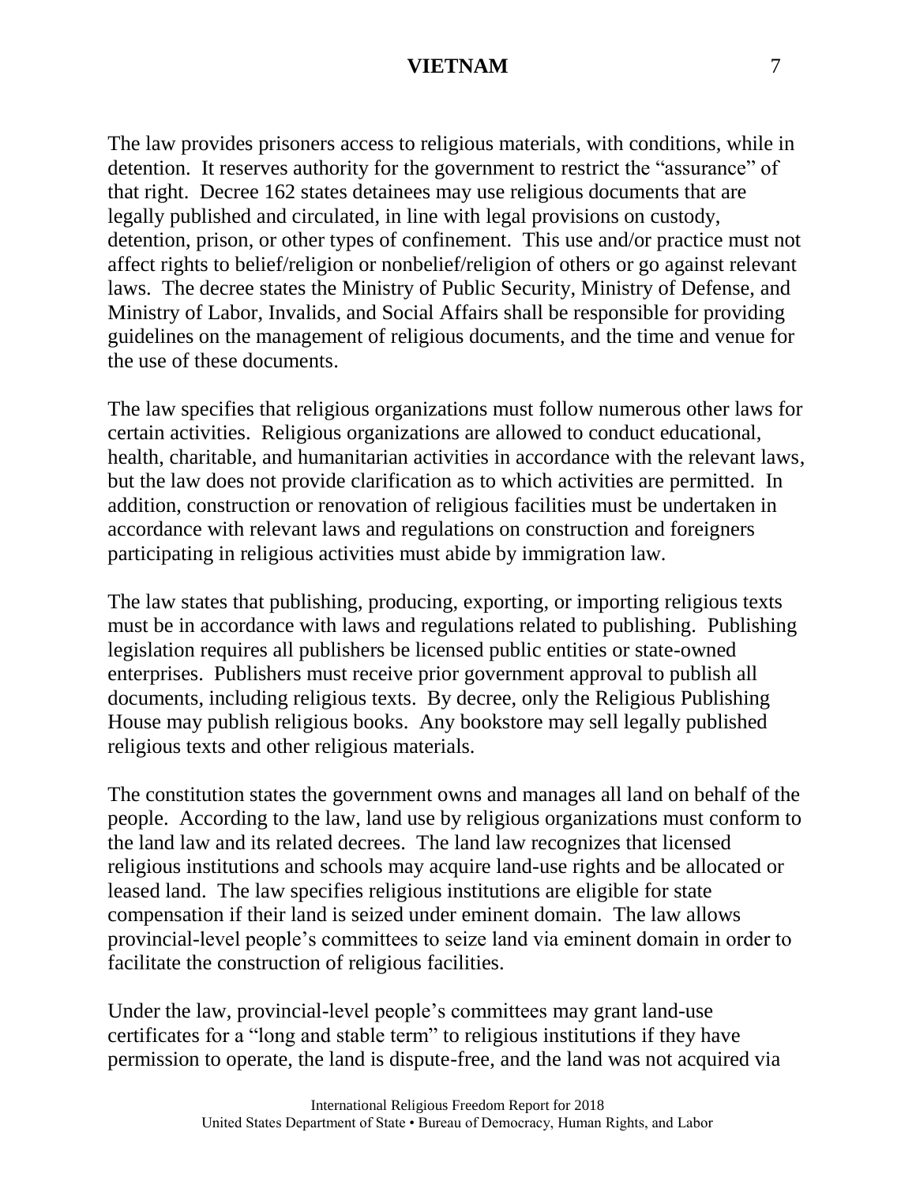The law provides prisoners access to religious materials, with conditions, while in detention. It reserves authority for the government to restrict the "assurance" of that right. Decree 162 states detainees may use religious documents that are legally published and circulated, in line with legal provisions on custody, detention, prison, or other types of confinement. This use and/or practice must not affect rights to belief/religion or nonbelief/religion of others or go against relevant laws. The decree states the Ministry of Public Security, Ministry of Defense, and Ministry of Labor, Invalids, and Social Affairs shall be responsible for providing guidelines on the management of religious documents, and the time and venue for the use of these documents.

The law specifies that religious organizations must follow numerous other laws for certain activities. Religious organizations are allowed to conduct educational, health, charitable, and humanitarian activities in accordance with the relevant laws, but the law does not provide clarification as to which activities are permitted. In addition, construction or renovation of religious facilities must be undertaken in accordance with relevant laws and regulations on construction and foreigners participating in religious activities must abide by immigration law.

The law states that publishing, producing, exporting, or importing religious texts must be in accordance with laws and regulations related to publishing. Publishing legislation requires all publishers be licensed public entities or state-owned enterprises. Publishers must receive prior government approval to publish all documents, including religious texts. By decree, only the Religious Publishing House may publish religious books. Any bookstore may sell legally published religious texts and other religious materials.

The constitution states the government owns and manages all land on behalf of the people. According to the law, land use by religious organizations must conform to the land law and its related decrees. The land law recognizes that licensed religious institutions and schools may acquire land-use rights and be allocated or leased land. The law specifies religious institutions are eligible for state compensation if their land is seized under eminent domain. The law allows provincial-level people's committees to seize land via eminent domain in order to facilitate the construction of religious facilities.

Under the law, provincial-level people's committees may grant land-use certificates for a "long and stable term" to religious institutions if they have permission to operate, the land is dispute-free, and the land was not acquired via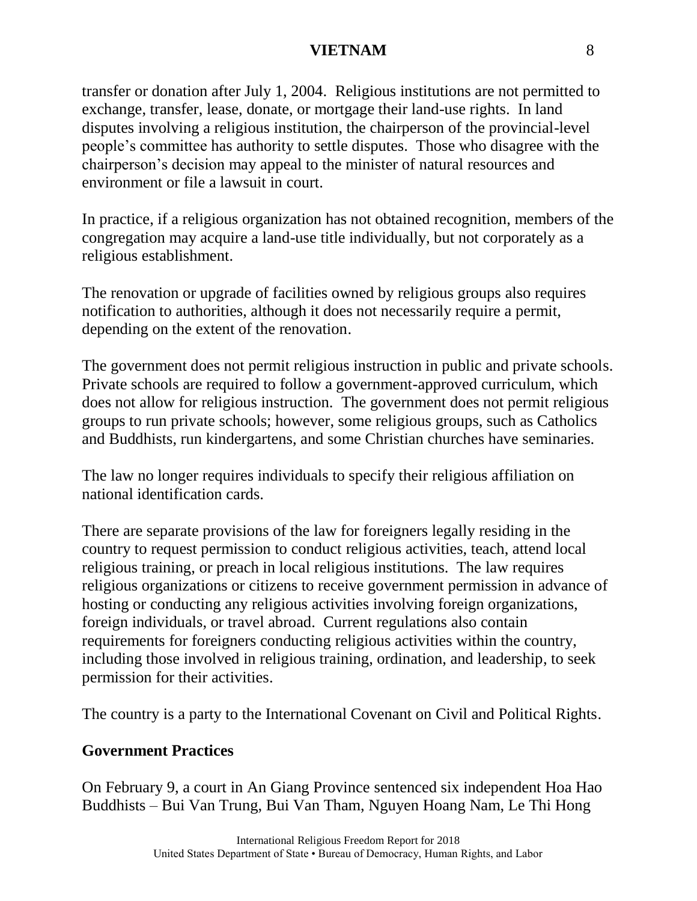transfer or donation after July 1, 2004. Religious institutions are not permitted to exchange, transfer, lease, donate, or mortgage their land-use rights. In land disputes involving a religious institution, the chairperson of the provincial-level people's committee has authority to settle disputes. Those who disagree with the chairperson's decision may appeal to the minister of natural resources and environment or file a lawsuit in court.

In practice, if a religious organization has not obtained recognition, members of the congregation may acquire a land-use title individually, but not corporately as a religious establishment.

The renovation or upgrade of facilities owned by religious groups also requires notification to authorities, although it does not necessarily require a permit, depending on the extent of the renovation.

The government does not permit religious instruction in public and private schools. Private schools are required to follow a government-approved curriculum, which does not allow for religious instruction. The government does not permit religious groups to run private schools; however, some religious groups, such as Catholics and Buddhists, run kindergartens, and some Christian churches have seminaries.

The law no longer requires individuals to specify their religious affiliation on national identification cards.

There are separate provisions of the law for foreigners legally residing in the country to request permission to conduct religious activities, teach, attend local religious training, or preach in local religious institutions. The law requires religious organizations or citizens to receive government permission in advance of hosting or conducting any religious activities involving foreign organizations, foreign individuals, or travel abroad. Current regulations also contain requirements for foreigners conducting religious activities within the country, including those involved in religious training, ordination, and leadership, to seek permission for their activities.

The country is a party to the International Covenant on Civil and Political Rights.

## Government Practices

On February 9, a court in An Giang Province sentenced six independent Hoa Hao Buddhists – Bui Van Trung, Bui Van Tham, Nguyen Hoang Nam, Le Thi Hong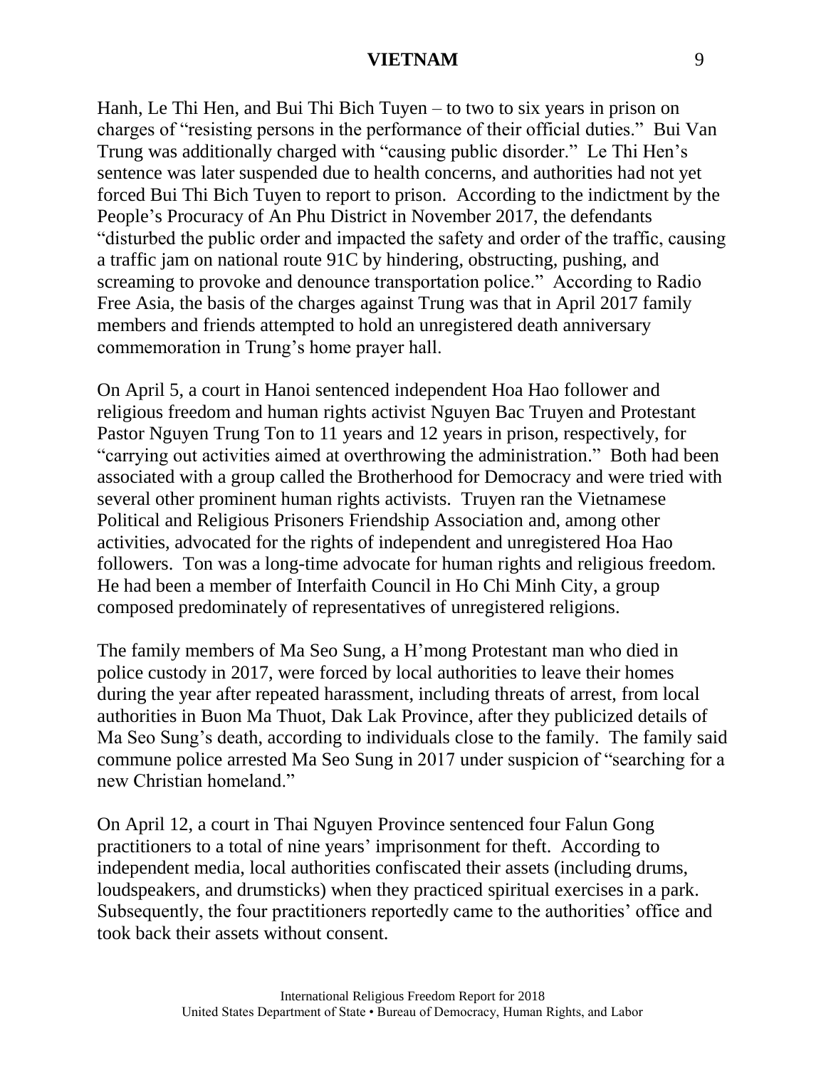Hanh, Le Thi Hen, and Bui Thi Bich Tuyen – to two to six years in prison on charges of "resisting persons in the performance of their official duties." Bui Van Trung was additionally charged with "causing public disorder." Le Thi Hen's sentence was later suspended due to health concerns, and authorities had not yet forced Bui Thi Bich Tuyen to report to prison. According to the indictment by the People's Procuracy of An Phu District in November 2017, the defendants "disturbed the public order and impacted the safety and order of the traffic, causing a traffic jam on national route 91C by hindering, obstructing, pushing, and screaming to provoke and denounce transportation police." According to Radio Free Asia, the basis of the charges against Trung was that in April 2017 family members and friends attempted to hold an unregistered death anniversary commemoration in Trung's home prayer hall.

On April 5, a court in Hanoi sentenced independent Hoa Hao follower and religious freedom and human rights activist Nguyen Bac Truyen and Protestant Pastor Nguyen Trung Ton to 11 years and 12 years in prison, respectively, for "carrying out activities aimed at overthrowing the administration." Both had been associated with a group called the Brotherhood for Democracy and were tried with several other prominent human rights activists. Truyen ran the Vietnamese Political and Religious Prisoners Friendship Association and, among other activities, advocated for the rights of independent and unregistered Hoa Hao followers. Ton was a long-time advocate for human rights and religious freedom. He had been a member of Interfaith Council in Ho Chi Minh City, a group composed predominately of representatives of unregistered religions.

The family members of Ma Seo Sung, a H'mong Protestant man who died in police custody in 2017, were forced by local authorities to leave their homes during the year after repeated harassment, including threats of arrest, from local authorities in Buon Ma Thuot, Dak Lak Province, after they publicized details of Ma Seo Sung's death, according to individuals close to the family. The family said commune police arrested Ma Seo Sung in 2017 under suspicion of "searching for a new Christian homeland."

On April 12, a court in Thai Nguyen Province sentenced four Falun Gong practitioners to a total of nine years' imprisonment for theft. According to independent media, local authorities confiscated their assets (including drums, loudspeakers, and drumsticks) when they practiced spiritual exercises in a park. Subsequently, the four practitioners reportedly came to the authorities' office and took back their assets without consent.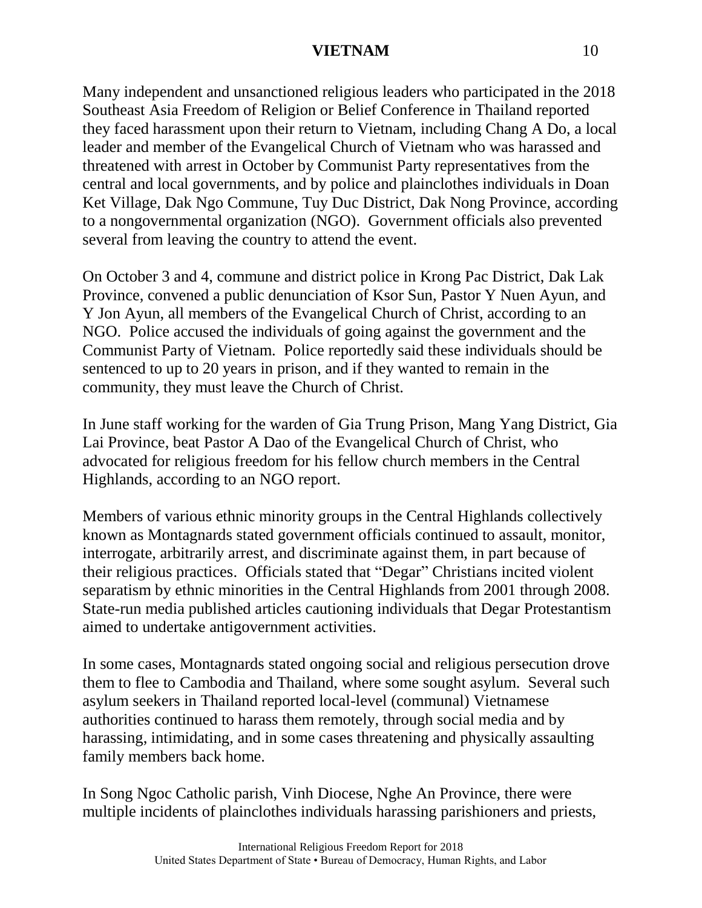Many independent and unsanctioned religious leaders who participated in the 2018 Southeast Asia Freedom of Religion or Belief Conference in Thailand reported they faced harassment upon their return to Vietnam, including Chang A Do, a local leader and member of the Evangelical Church of Vietnam who was harassed and threatened with arrest in October by Communist Party representatives from the central and local governments, and by police and plainclothes individuals in Doan Ket Village, Dak Ngo Commune, Tuy Duc District, Dak Nong Province, according to a nongovernmental organization (NGO). Government officials also prevented several from leaving the country to attend the event.

On October 3 and 4, commune and district police in Krong Pac District, Dak Lak Province, convened a public denunciation of Ksor Sun, Pastor Y Nuen Ayun, and Y Jon Ayun, all members of the Evangelical Church of Christ, according to an NGO. Police accused the individuals of going against the government and the Communist Party of Vietnam. Police reportedly said these individuals should be sentenced to up to 20 years in prison, and if they wanted to remain in the community, they must leave the Church of Christ.

In June staff working for the warden of Gia Trung Prison, Mang Yang District, Gia Lai Province, beat Pastor A Dao of the Evangelical Church of Christ, who advocated for religious freedom for his fellow church members in the Central Highlands, according to an NGO report.

Members of various ethnic minority groups in the Central Highlands collectively known as Montagnards stated government officials continued to assault, monitor, interrogate, arbitrarily arrest, and discriminate against them, in part because of their religious practices. Officials stated that "Degar" Christians incited violent separatism by ethnic minorities in the Central Highlands from 2001 through 2008. State-run media published articles cautioning individuals that Degar Protestantism aimed to undertake antigovernment activities.

In some cases, Montagnards stated ongoing social and religious persecution drove them to flee to Cambodia and Thailand, where some sought asylum. Several such asylum seekers in Thailand reported local-level (communal) Vietnamese authorities continued to harass them remotely, through social media and by harassing, intimidating, and in some cases threatening and physically assaulting family members back home.

In Song Ngoc Catholic parish, Vinh Diocese, Nghe An Province, there were multiple incidents of plainclothes individuals harassing parishioners and priests,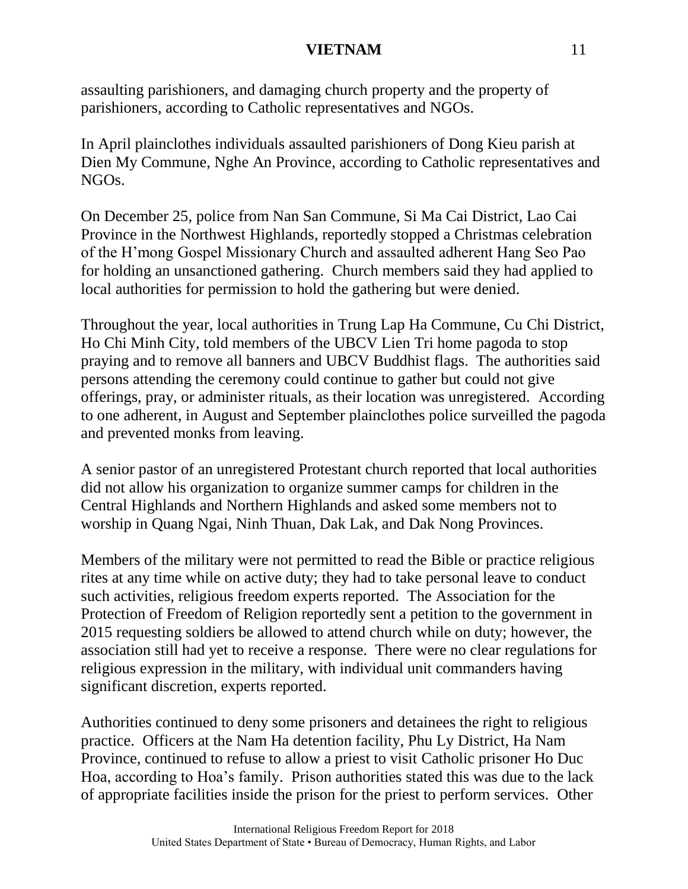assaulting parishioners, and damaging church property and the property of parishioners, according to Catholic representatives and NGOs.

In April plainclothes individuals assaulted parishioners of Dong Kieu parish at Dien My Commune, Nghe An Province, according to Catholic representatives and NGOs.

On December 25, police from Nan San Commune, Si Ma Cai District, Lao Cai Province in the Northwest Highlands, reportedly stopped a Christmas celebration of the H'mong Gospel Missionary Church and assaulted adherent Hang Seo Pao for holding an unsanctioned gathering. Church members said they had applied to local authorities for permission to hold the gathering but were denied.

Throughout the year, local authorities in Trung Lap Ha Commune, Cu Chi District, Ho Chi Minh City, told members of the UBCV Lien Tri home pagoda to stop praying and to remove all banners and UBCV Buddhist flags. The authorities said persons attending the ceremony could continue to gather but could not give offerings, pray, or administer rituals, as their location was unregistered. According to one adherent, in August and September plainclothes police surveilled the pagoda and prevented monks from leaving.

A senior pastor of an unregistered Protestant church reported that local authorities did not allow his organization to organize summer camps for children in the Central Highlands and Northern Highlands and asked some members not to worship in Quang Ngai, Ninh Thuan, Dak Lak, and Dak Nong Provinces.

Members of the military were not permitted to read the Bible or practice religious rites at any time while on active duty; they had to take personal leave to conduct such activities, religious freedom experts reported. The Association for the Protection of Freedom of Religion reportedly sent a petition to the government in 2015 requesting soldiers be allowed to attend church while on duty; however, the association still had yet to receive a response. There were no clear regulations for religious expression in the military, with individual unit commanders having significant discretion, experts reported.

Authorities continued to deny some prisoners and detainees the right to religious practice. Officers at the Nam Ha detention facility, Phu Ly District, Ha Nam Province, continued to refuse to allow a priest to visit Catholic prisoner Ho Duc Hoa, according to Hoa's family. Prison authorities stated this was due to the lack of appropriate facilities inside the prison for the priest to perform services. Other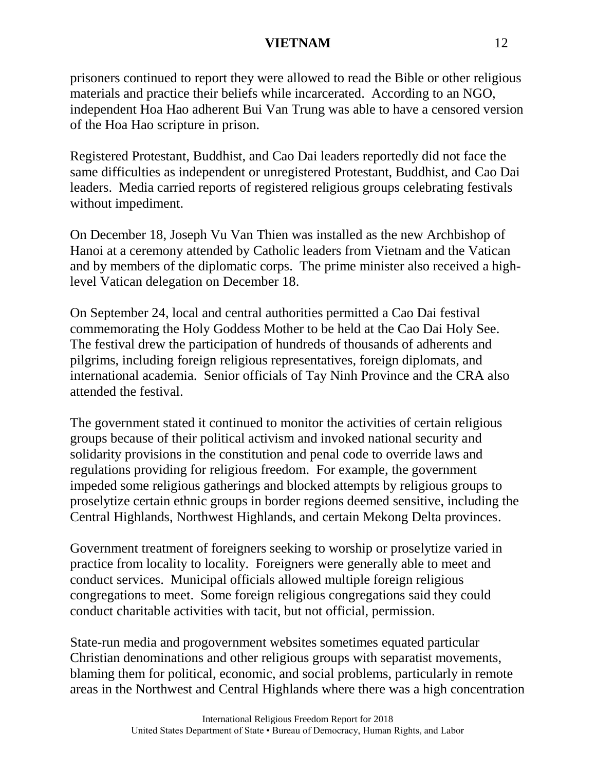prisoners continued to report they were allowed to read the Bible or other religious materials and practice their beliefs while incarcerated. According to an NGO, independent Hoa Hao adherent Bui Van Trung was able to have a censored version of the Hoa Hao scripture in prison.

Registered Protestant, Buddhist, and Cao Dai leaders reportedly did not face the same difficulties as independent or unregistered Protestant, Buddhist, and Cao Dai leaders. Media carried reports of registered religious groups celebrating festivals without impediment.

On December 18, Joseph Vu Van Thien was installed as the new Archbishop of Hanoi at a ceremony attended by Catholic leaders from Vietnam and the Vatican and by members of the diplomatic corps. The prime minister also received a high-level Vatican delegation on December 18.

On September 24, local and central authorities permitted a Cao Dai festival commemorating the Holy Goddess Mother to be held at the Cao Dai Holy See. The festival drew the participation of hundreds of thousands of adherents and pilgrims, including foreign religious representatives, foreign diplomats, and international academia. Senior officials of Tay Ninh Province and the CRA also attended the festival.

The government stated it continued to monitor the activities of certain religious groups because of their political activism and invoked national security and solidarity provisions in the constitution and penal code to override laws and regulations providing for religious freedom. For example, the government impeded some religious gatherings and blocked attempts by religious groups to proselytize certain ethnic groups in border regions deemed sensitive, including the Central Highlands, Northwest Highlands, and certain Mekong Delta provinces.

Government treatment of foreigners seeking to worship or proselytize varied in practice from locality to locality. Foreigners were generally able to meet and conduct services. Municipal officials allowed multiple foreign religious congregations to meet. Some foreign religious congregations said they could conduct charitable activities with tacit, but not official, permission.

State-run media and progovernment websites sometimes equated particular Christian denominations and other religious groups with separatist movements, blaming them for political, economic, and social problems, particularly in remote areas in the Northwest and Central Highlands where there was a high concentration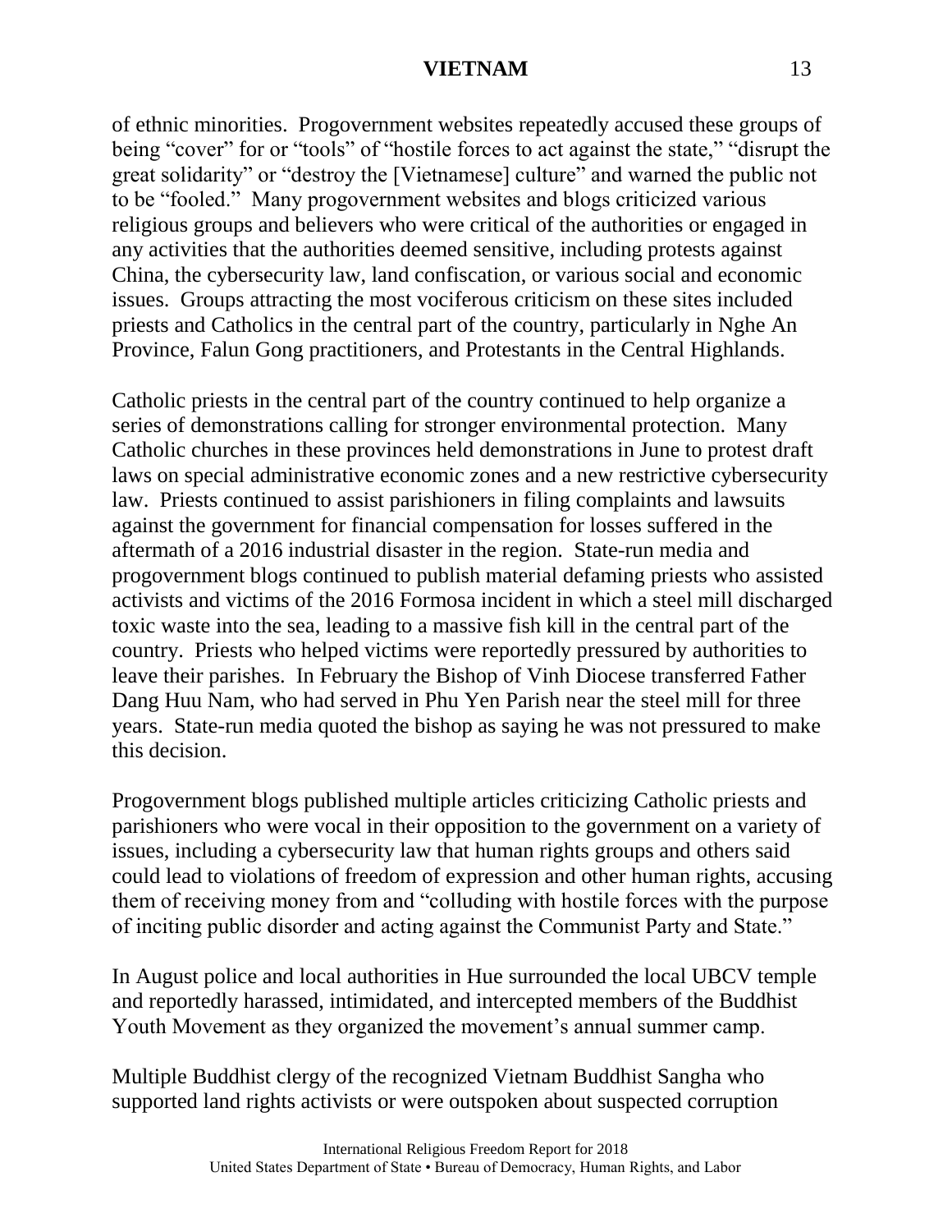of ethnic minorities. Progovernment websites repeatedly accused these groups of being "cover" for or "tools" of "hostile forces to act against the state," "disrupt the great solidarity" or "destroy the [Vietnamese] culture" and warned the public not to be "fooled." Many progovernment websites and blogs criticized various religious groups and believers who were critical of the authorities or engaged in any activities that the authorities deemed sensitive, including protests against China, the cybersecurity law, land confiscation, or various social and economic issues. Groups attracting the most vociferous criticism on these sites included priests and Catholics in the central part of the country, particularly in Nghe An Province, Falun Gong practitioners, and Protestants in the Central Highlands.

Catholic priests in the central part of the country continued to help organize a series of demonstrations calling for stronger environmental protection. Many Catholic churches in these provinces held demonstrations in June to protest draft laws on special administrative economic zones and a new restrictive cybersecurity law. Priests continued to assist parishioners in filing complaints and lawsuits against the government for financial compensation for losses suffered in the aftermath of a 2016 industrial disaster in the region. State-run media and progovernment blogs continued to publish material defaming priests who assisted activists and victims of the 2016 Formosa incident in which a steel mill discharged toxic waste into the sea, leading to a massive fish kill in the central part of the country. Priests who helped victims were reportedly pressured by authorities to leave their parishes. In February the Bishop of Vinh Diocese transferred Father Dang Huu Nam, who had served in Phu Yen Parish near the steel mill for three years. State-run media quoted the bishop as saying he was not pressured to make this decision.

Progovernment blogs published multiple articles criticizing Catholic priests and parishioners who were vocal in their opposition to the government on a variety of issues, including a cybersecurity law that human rights groups and others said could lead to violations of freedom of expression and other human rights, accusing them of receiving money from and "colluding with hostile forces with the purpose of inciting public disorder and acting against the Communist Party and State."

In August police and local authorities in Hue surrounded the local UBCV temple and reportedly harassed, intimidated, and intercepted members of the Buddhist Youth Movement as they organized the movement's annual summer camp.

Multiple Buddhist clergy of the recognized Vietnam Buddhist Sangha who supported land rights activists or were outspoken about suspected corruption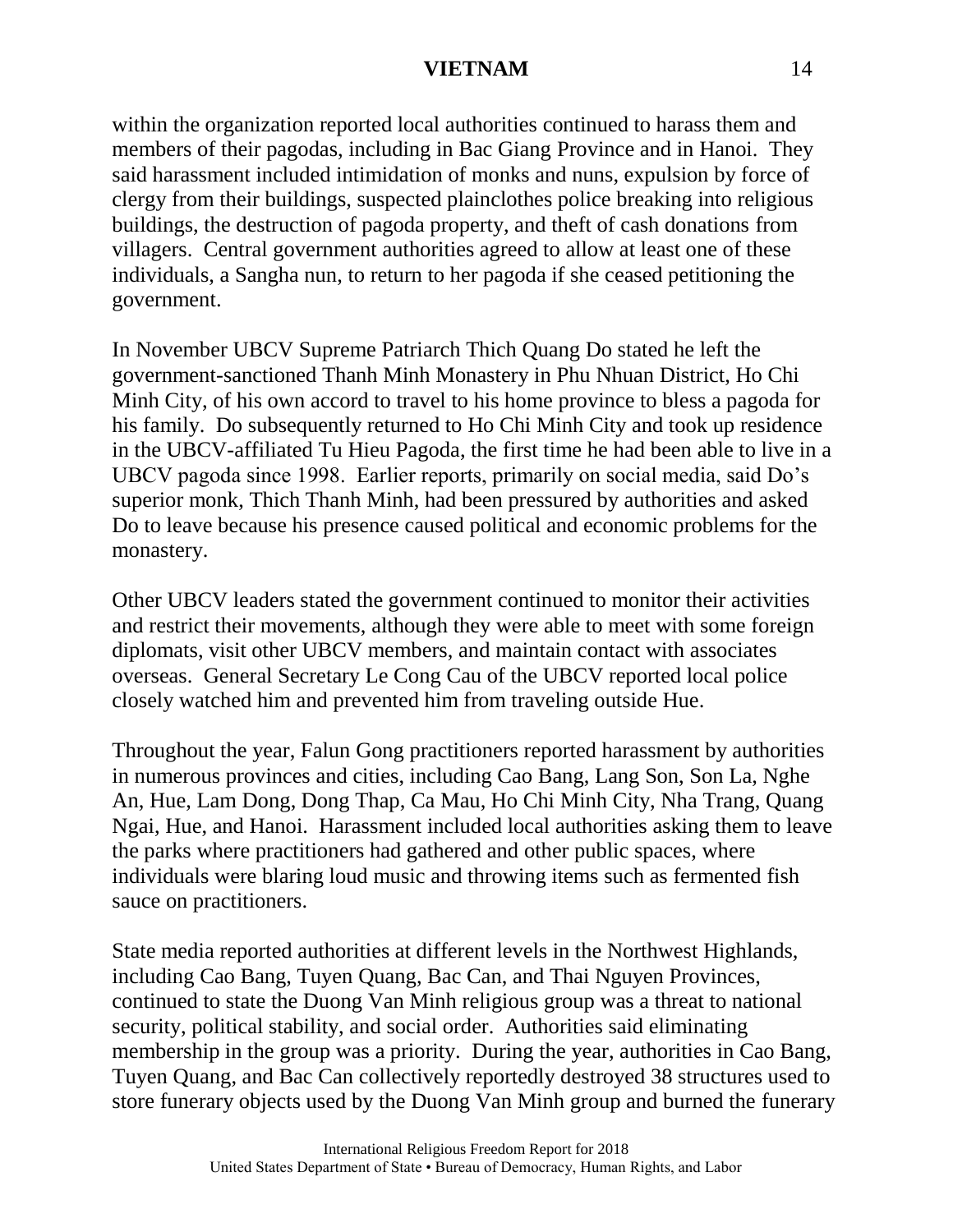within the organization reported local authorities continued to harass them and members of their pagodas, including in Bac Giang Province and in Hanoi. They said harassment included intimidation of monks and nuns, expulsion by force of clergy from their buildings, suspected plainclothes police breaking into religious buildings, the destruction of pagoda property, and theft of cash donations from villagers. Central government authorities agreed to allow at least one of these individuals, a Sangha nun, to return to her pagoda if she ceased petitioning the government.

In November UBCV Supreme Patriarch Thich Quang Do stated he left the government-sanctioned Thanh Minh Monastery in Phu Nhuan District, Ho Chi Minh City, of his own accord to travel to his home province to bless a pagoda for his family. Do subsequently returned to Ho Chi Minh City and took up residence in the UBCV-affiliated Tu Hieu Pagoda, the first time he had been able to live in a UBCV pagoda since 1998. Earlier reports, primarily on social media, said Do's superior monk, Thich Thanh Minh, had been pressured by authorities and asked Do to leave because his presence caused political and economic problems for the monastery.

Other UBCV leaders stated the government continued to monitor their activities and restrict their movements, although they were able to meet with some foreign diplomats, visit other UBCV members, and maintain contact with associates overseas. General Secretary Le Cong Cau of the UBCV reported local police closely watched him and prevented him from traveling outside Hue.

Throughout the year, Falun Gong practitioners reported harassment by authorities in numerous provinces and cities, including Cao Bang, Lang Son, Son La, Nghe An, Hue, Lam Dong, Dong Thap, Ca Mau, Ho Chi Minh City, Nha Trang, Quang Ngai, Hue, and Hanoi. Harassment included local authorities asking them to leave the parks where practitioners had gathered and other public spaces, where individuals were blaring loud music and throwing items such as fermented fish sauce on practitioners.

State media reported authorities at different levels in the Northwest Highlands, including Cao Bang, Tuyen Quang, Bac Can, and Thai Nguyen Provinces, continued to state the Duong Van Minh religious group was a threat to national security, political stability, and social order. Authorities said eliminating membership in the group was a priority. During the year, authorities in Cao Bang, Tuyen Quang, and Bac Can collectively reportedly destroyed 38 structures used to store funerary objects used by the Duong Van Minh group and burned the funerary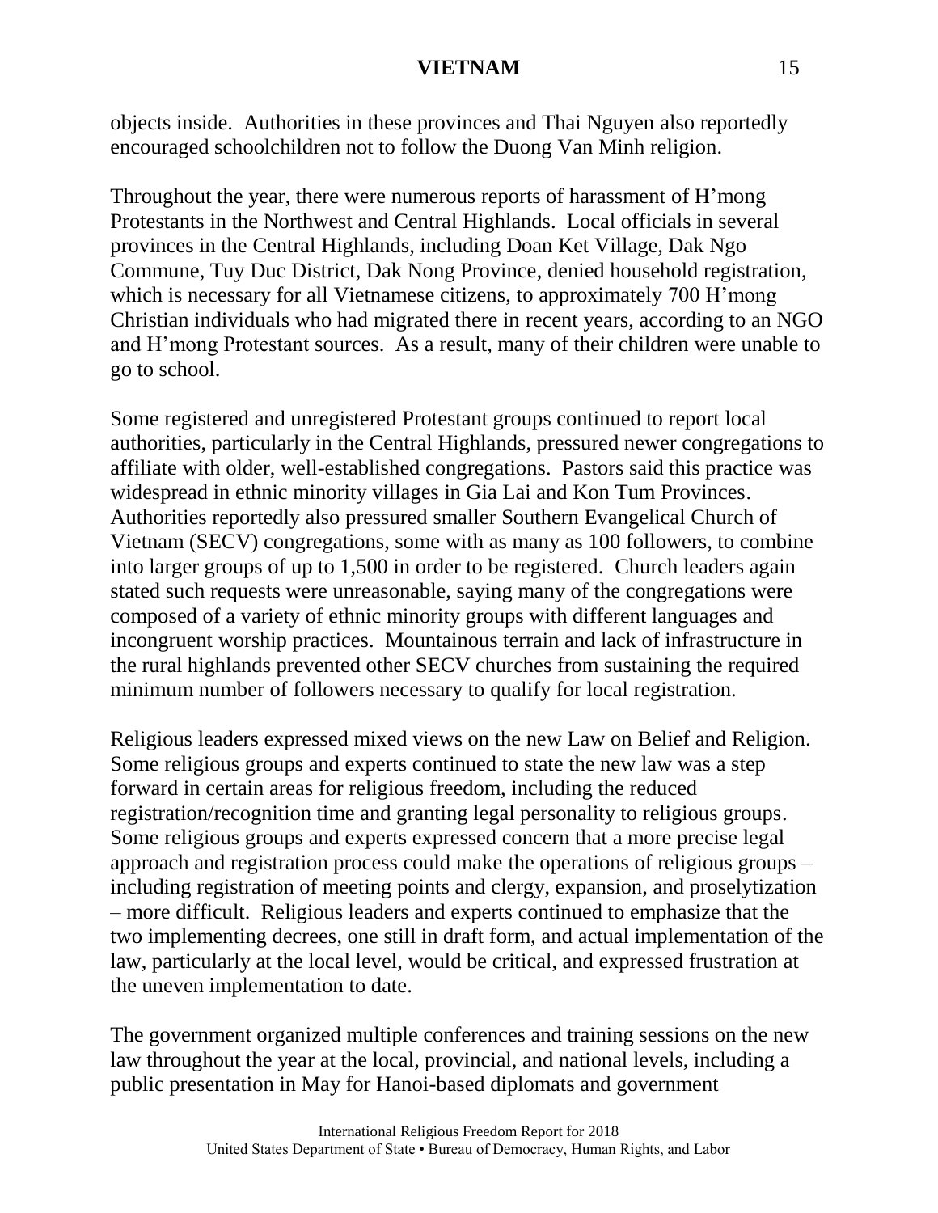objects inside. Authorities in these provinces and Thai Nguyen also reportedly encouraged schoolchildren not to follow the Duong Van Minh religion.

Throughout the year, there were numerous reports of harassment of H'mong Protestants in the Northwest and Central Highlands. Local officials in several provinces in the Central Highlands, including Doan Ket Village, Dak Ngo Commune, Tuy Duc District, Dak Nong Province, denied household registration, which is necessary for all Vietnamese citizens, to approximately 700 H'mong Christian individuals who had migrated there in recent years, according to an NGO and H'mong Protestant sources. As a result, many of their children were unable to go to school.

Some registered and unregistered Protestant groups continued to report local authorities, particularly in the Central Highlands, pressured newer congregations to affiliate with older, well-established congregations. Pastors said this practice was widespread in ethnic minority villages in Gia Lai and Kon Tum Provinces. Authorities reportedly also pressured smaller Southern Evangelical Church of Vietnam (SECV) congregations, some with as many as 100 followers, to combine into larger groups of up to 1,500 in order to be registered. Church leaders again stated such requests were unreasonable, saying many of the congregations were composed of a variety of ethnic minority groups with different languages and incongruent worship practices. Mountainous terrain and lack of infrastructure in the rural highlands prevented other SECV churches from sustaining the required minimum number of followers necessary to qualify for local registration.

Religious leaders expressed mixed views on the new Law on Belief and Religion. Some religious groups and experts continued to state the new law was a step forward in certain areas for religious freedom, including the reduced registration/recognition time and granting legal personality to religious groups. Some religious groups and experts expressed concern that a more precise legal approach and registration process could make the operations of religious groups – including registration of meeting points and clergy, expansion, and proselytization – more difficult. Religious leaders and experts continued to emphasize that the two implementing decrees, one still in draft form, and actual implementation of the law, particularly at the local level, would be critical, and expressed frustration at the uneven implementation to date.

The government organized multiple conferences and training sessions on the new law throughout the year at the local, provincial, and national levels, including a public presentation in May for Hanoi-based diplomats and government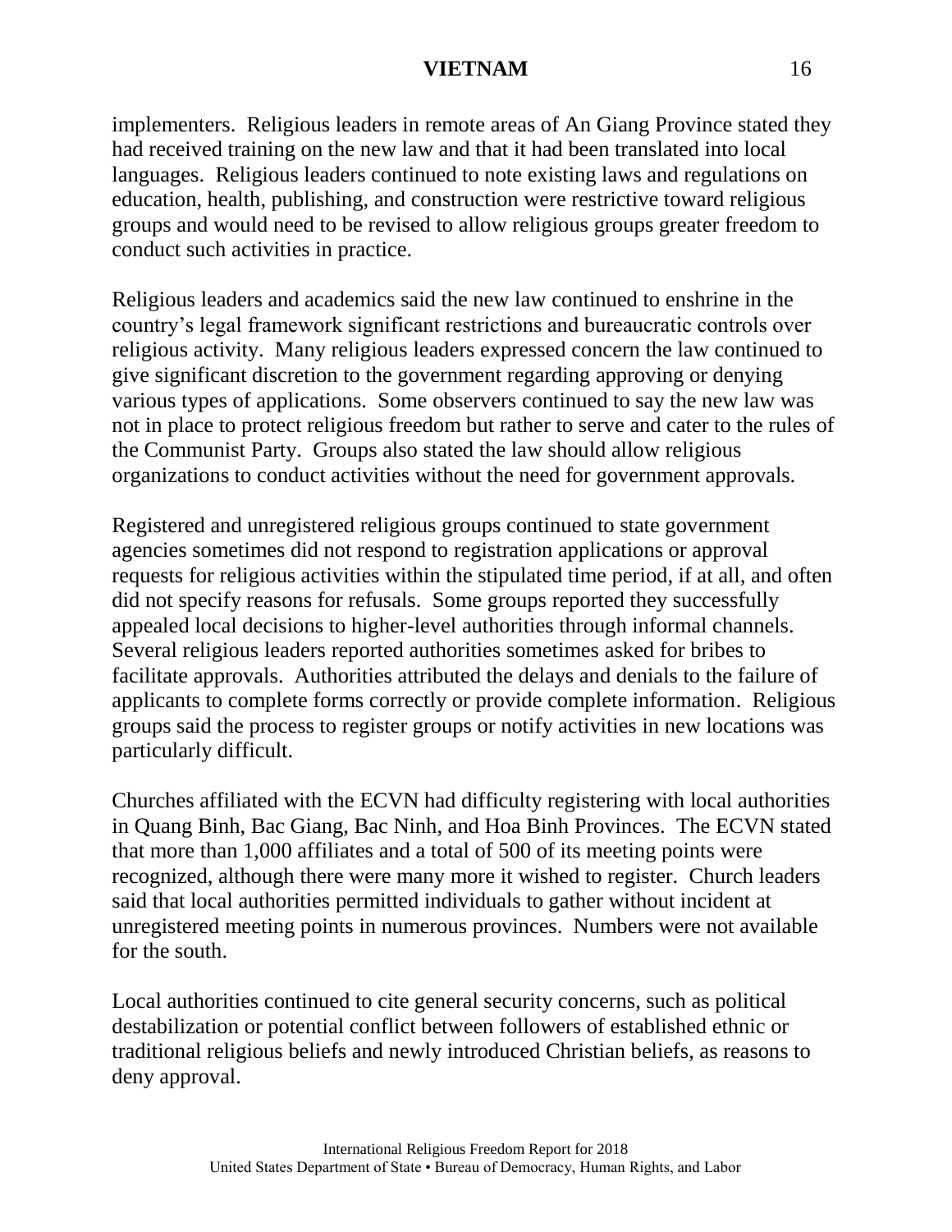implementers. Religious leaders in remote areas of An Giang Province stated they had received training on the new law and that it had been translated into local languages. Religious leaders continued to note existing laws and regulations on education, health, publishing, and construction were restrictive toward religious groups and would need to be revised to allow religious groups greater freedom to conduct such activities in practice.

Religious leaders and academics said the new law continued to enshrine in the country's legal framework significant restrictions and bureaucratic controls over religious activity. Many religious leaders expressed concern the law continued to give significant discretion to the government regarding approving or denying various types of applications. Some observers continued to say the new law was not in place to protect religious freedom but rather to serve and cater to the rules of the Communist Party. Groups also stated the law should allow religious organizations to conduct activities without the need for government approvals.

Registered and unregistered religious groups continued to state government agencies sometimes did not respond to registration applications or approval requests for religious activities within the stipulated time period, if at all, and often did not specify reasons for refusals. Some groups reported they successfully appealed local decisions to higher-level authorities through informal channels. Several religious leaders reported authorities sometimes asked for bribes to facilitate approvals. Authorities attributed the delays and denials to the failure of applicants to complete forms correctly or provide complete information. Religious groups said the process to register groups or notify activities in new locations was particularly difficult.

Churches affiliated with the ECVN had difficulty registering with local authorities in Quang Binh, Bac Giang, Bac Ninh, and Hoa Binh Provinces. The ECVN stated that more than 1,000 affiliates and a total of 500 of its meeting points were recognized, although there were many more it wished to register. Church leaders said that local authorities permitted individuals to gather without incident at unregistered meeting points in numerous provinces. Numbers were not available for the south.

Local authorities continued to cite general security concerns, such as political destabilization or potential conflict between followers of established ethnic or traditional religious beliefs and newly introduced Christian beliefs, as reasons to deny approval.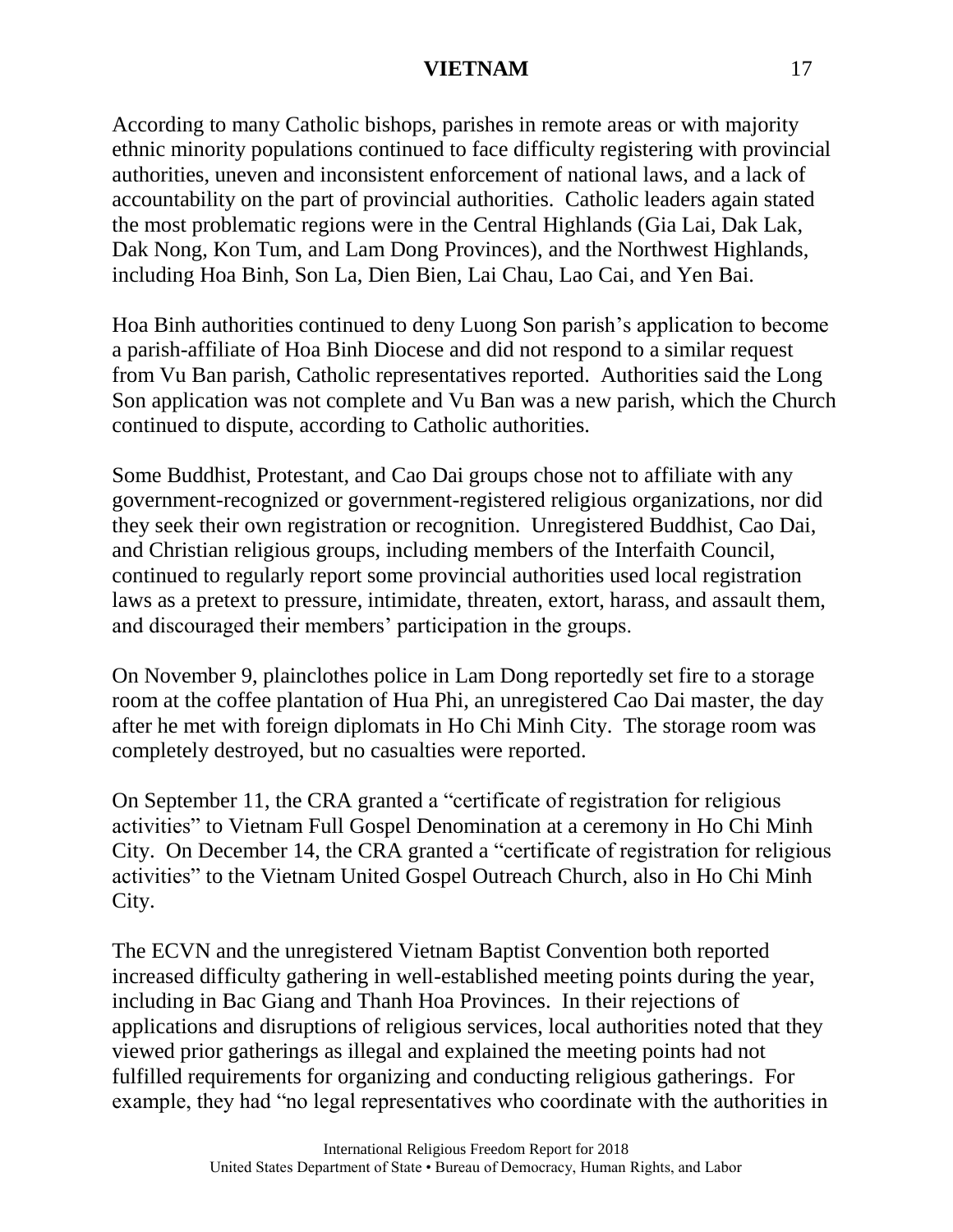According to many Catholic bishops, parishes in remote areas or with majority ethnic minority populations continued to face difficulty registering with provincial authorities, uneven and inconsistent enforcement of national laws, and a lack of accountability on the part of provincial authorities. Catholic leaders again stated the most problematic regions were in the Central Highlands (Gia Lai, Dak Lak, Dak Nong, Kon Tum, and Lam Dong Provinces), and the Northwest Highlands, including Hoa Binh, Son La, Dien Bien, Lai Chau, Lao Cai, and Yen Bai.

Hoa Binh authorities continued to deny Luong Son parish's application to become a parish-affiliate of Hoa Binh Diocese and did not respond to a similar request from Vu Ban parish, Catholic representatives reported. Authorities said the Long Son application was not complete and Vu Ban was a new parish, which the Church continued to dispute, according to Catholic authorities.

Some Buddhist, Protestant, and Cao Dai groups chose not to affiliate with any government-recognized or government-registered religious organizations, nor did they seek their own registration or recognition. Unregistered Buddhist, Cao Dai, and Christian religious groups, including members of the Interfaith Council, continued to regularly report some provincial authorities used local registration laws as a pretext to pressure, intimidate, threaten, extort, harass, and assault them, and discouraged their members' participation in the groups.

On November 9, plainclothes police in Lam Dong reportedly set fire to a storage room at the coffee plantation of Hua Phi, an unregistered Cao Dai master, the day after he met with foreign diplomats in Ho Chi Minh City. The storage room was completely destroyed, but no casualties were reported.

On September 11, the CRA granted a "certificate of registration for religious activities" to Vietnam Full Gospel Denomination at a ceremony in Ho Chi Minh City. On December 14, the CRA granted a "certificate of registration for religious activities" to the Vietnam United Gospel Outreach Church, also in Ho Chi Minh City.

The ECVN and the unregistered Vietnam Baptist Convention both reported increased difficulty gathering in well-established meeting points during the year, including in Bac Giang and Thanh Hoa Provinces. In their rejections of applications and disruptions of religious services, local authorities noted that they viewed prior gatherings as illegal and explained the meeting points had not fulfilled requirements for organizing and conducting religious gatherings. For example, they had "no legal representatives who coordinate with the authorities in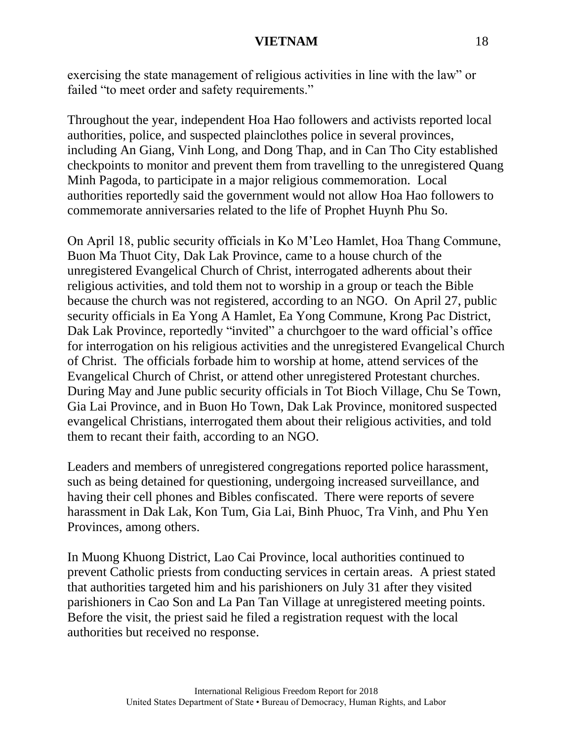exercising the state management of religious activities in line with the law" or failed "to meet order and safety requirements."

Throughout the year, independent Hoa Hao followers and activists reported local authorities, police, and suspected plainclothes police in several provinces, including An Giang, Vinh Long, and Dong Thap, and in Can Tho City established checkpoints to monitor and prevent them from travelling to the unregistered Quang Minh Pagoda, to participate in a major religious commemoration. Local authorities reportedly said the government would not allow Hoa Hao followers to commemorate anniversaries related to the life of Prophet Huynh Phu So.

On April 18, public security officials in Ko M'Leo Hamlet, Hoa Thang Commune, Buon Ma Thuot City, Dak Lak Province, came to a house church of the unregistered Evangelical Church of Christ, interrogated adherents about their religious activities, and told them not to worship in a group or teach the Bible because the church was not registered, according to an NGO. On April 27, public security officials in Ea Yong A Hamlet, Ea Yong Commune, Krong Pac District, Dak Lak Province, reportedly "invited" a churchgoer to the ward official's office for interrogation on his religious activities and the unregistered Evangelical Church of Christ. The officials forbade him to worship at home, attend services of the Evangelical Church of Christ, or attend other unregistered Protestant churches. During May and June public security officials in Tot Bioch Village, Chu Se Town, Gia Lai Province, and in Buon Ho Town, Dak Lak Province, monitored suspected evangelical Christians, interrogated them about their religious activities, and told them to recant their faith, according to an NGO.

Leaders and members of unregistered congregations reported police harassment, such as being detained for questioning, undergoing increased surveillance, and having their cell phones and Bibles confiscated. There were reports of severe harassment in Dak Lak, Kon Tum, Gia Lai, Binh Phuoc, Tra Vinh, and Phu Yen Provinces, among others.

In Muong Khuong District, Lao Cai Province, local authorities continued to prevent Catholic priests from conducting services in certain areas. A priest stated that authorities targeted him and his parishioners on July 31 after they visited parishioners in Cao Son and La Pan Tan Village at unregistered meeting points. Before the visit, the priest said he filed a registration request with the local authorities but received no response.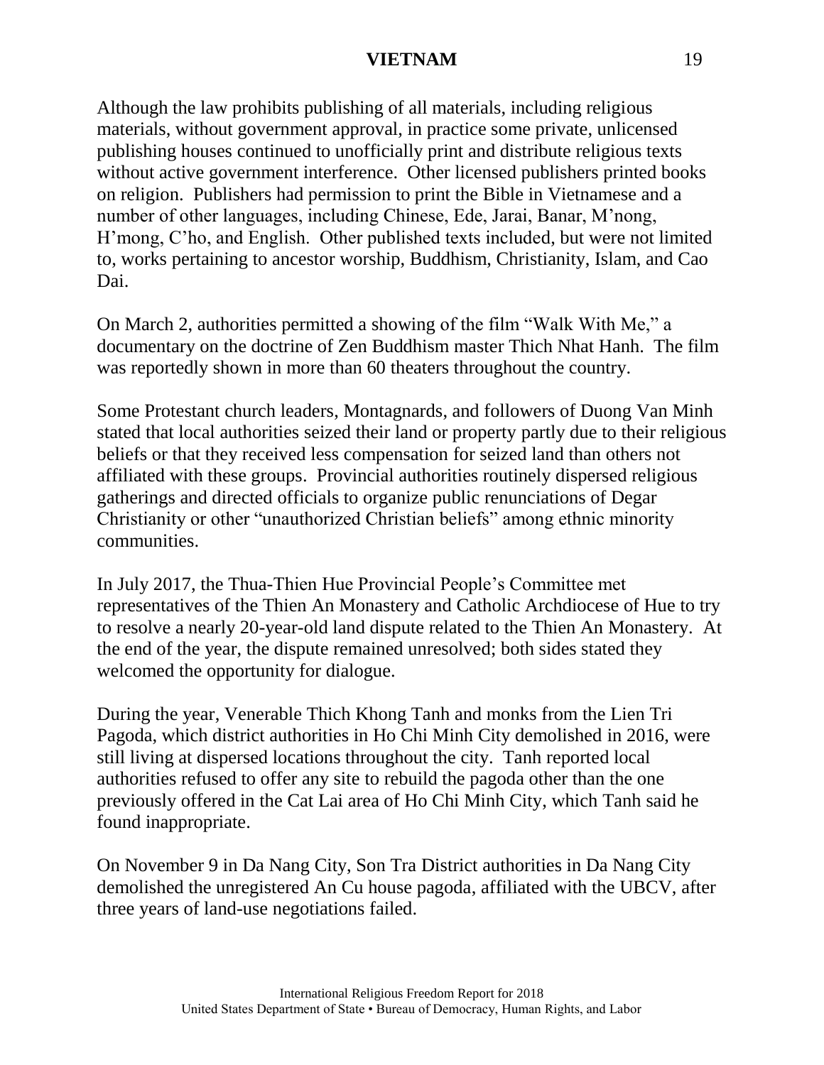Although the law prohibits publishing of all materials, including religious materials, without government approval, in practice some private, unlicensed publishing houses continued to unofficially print and distribute religious texts without active government interference. Other licensed publishers printed books on religion. Publishers had permission to print the Bible in Vietnamese and a number of other languages, including Chinese, Ede, Jarai, Banar, M'nong, H'mong, C'ho, and English. Other published texts included, but were not limited to, works pertaining to ancestor worship, Buddhism, Christianity, Islam, and Cao Dai.

On March 2, authorities permitted a showing of the film "Walk With Me," a documentary on the doctrine of Zen Buddhism master Thich Nhat Hanh. The film was reportedly shown in more than 60 theaters throughout the country.

Some Protestant church leaders, Montagnards, and followers of Duong Van Minh stated that local authorities seized their land or property partly due to their religious beliefs or that they received less compensation for seized land than others not affiliated with these groups. Provincial authorities routinely dispersed religious gatherings and directed officials to organize public renunciations of Degar Christianity or other "unauthorized Christian beliefs" among ethnic minority communities.

In July 2017, the Thua-Thien Hue Provincial People's Committee met representatives of the Thien An Monastery and Catholic Archdiocese of Hue to try to resolve a nearly 20-year-old land dispute related to the Thien An Monastery. At the end of the year, the dispute remained unresolved; both sides stated they welcomed the opportunity for dialogue.

During the year, Venerable Thich Khong Tanh and monks from the Lien Tri Pagoda, which district authorities in Ho Chi Minh City demolished in 2016, were still living at dispersed locations throughout the city. Tanh reported local authorities refused to offer any site to rebuild the pagoda other than the one previously offered in the Cat Lai area of Ho Chi Minh City, which Tanh said he found inappropriate.

On November 9 in Da Nang City, Son Tra District authorities in Da Nang City demolished the unregistered An Cu house pagoda, affiliated with the UBCV, after three years of land-use negotiations failed.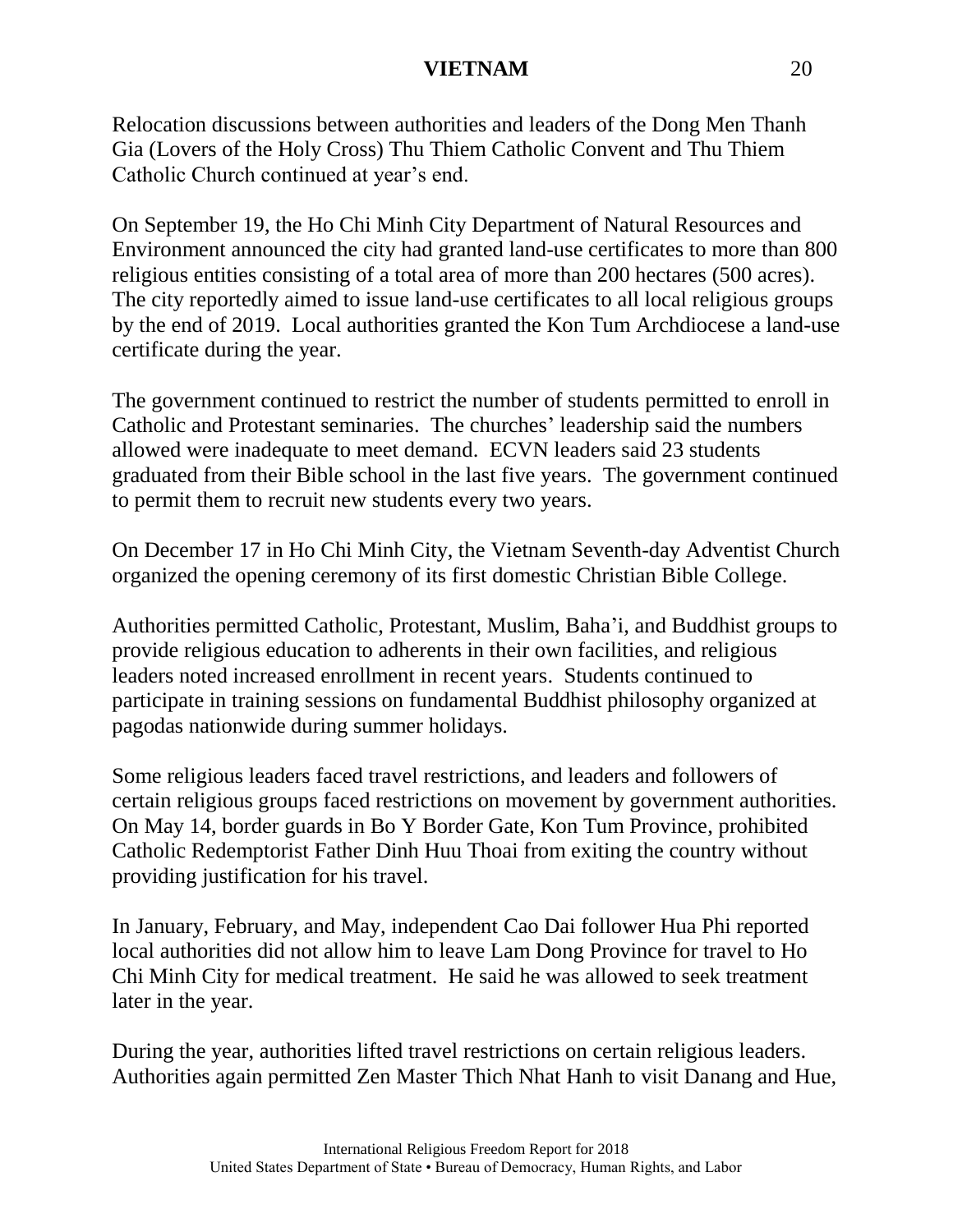Relocation discussions between authorities and leaders of the Dong Men Thanh Gia (Lovers of the Holy Cross) Thu Thiem Catholic Convent and Thu Thiem Catholic Church continued at year's end.

On September 19, the Ho Chi Minh City Department of Natural Resources and Environment announced the city had granted land-use certificates to more than 800 religious entities consisting of a total area of more than 200 hectares (500 acres). The city reportedly aimed to issue land-use certificates to all local religious groups by the end of 2019. Local authorities granted the Kon Tum Archdiocese a land-use certificate during the year.

The government continued to restrict the number of students permitted to enroll in Catholic and Protestant seminaries. The churches' leadership said the numbers allowed were inadequate to meet demand. ECVN leaders said 23 students graduated from their Bible school in the last five years. The government continued to permit them to recruit new students every two years.

On December 17 in Ho Chi Minh City, the Vietnam Seventh-day Adventist Church organized the opening ceremony of its first domestic Christian Bible College.

Authorities permitted Catholic, Protestant, Muslim, Baha'i, and Buddhist groups to provide religious education to adherents in their own facilities, and religious leaders noted increased enrollment in recent years. Students continued to participate in training sessions on fundamental Buddhist philosophy organized at pagodas nationwide during summer holidays.

Some religious leaders faced travel restrictions, and leaders and followers of certain religious groups faced restrictions on movement by government authorities. On May 14, border guards in Bo Y Border Gate, Kon Tum Province, prohibited Catholic Redemptorist Father Dinh Huu Thoai from exiting the country without providing justification for his travel.

In January, February, and May, independent Cao Dai follower Hua Phi reported local authorities did not allow him to leave Lam Dong Province for travel to Ho Chi Minh City for medical treatment. He said he was allowed to seek treatment later in the year.

During the year, authorities lifted travel restrictions on certain religious leaders. Authorities again permitted Zen Master Thich Nhat Hanh to visit Danang and Hue,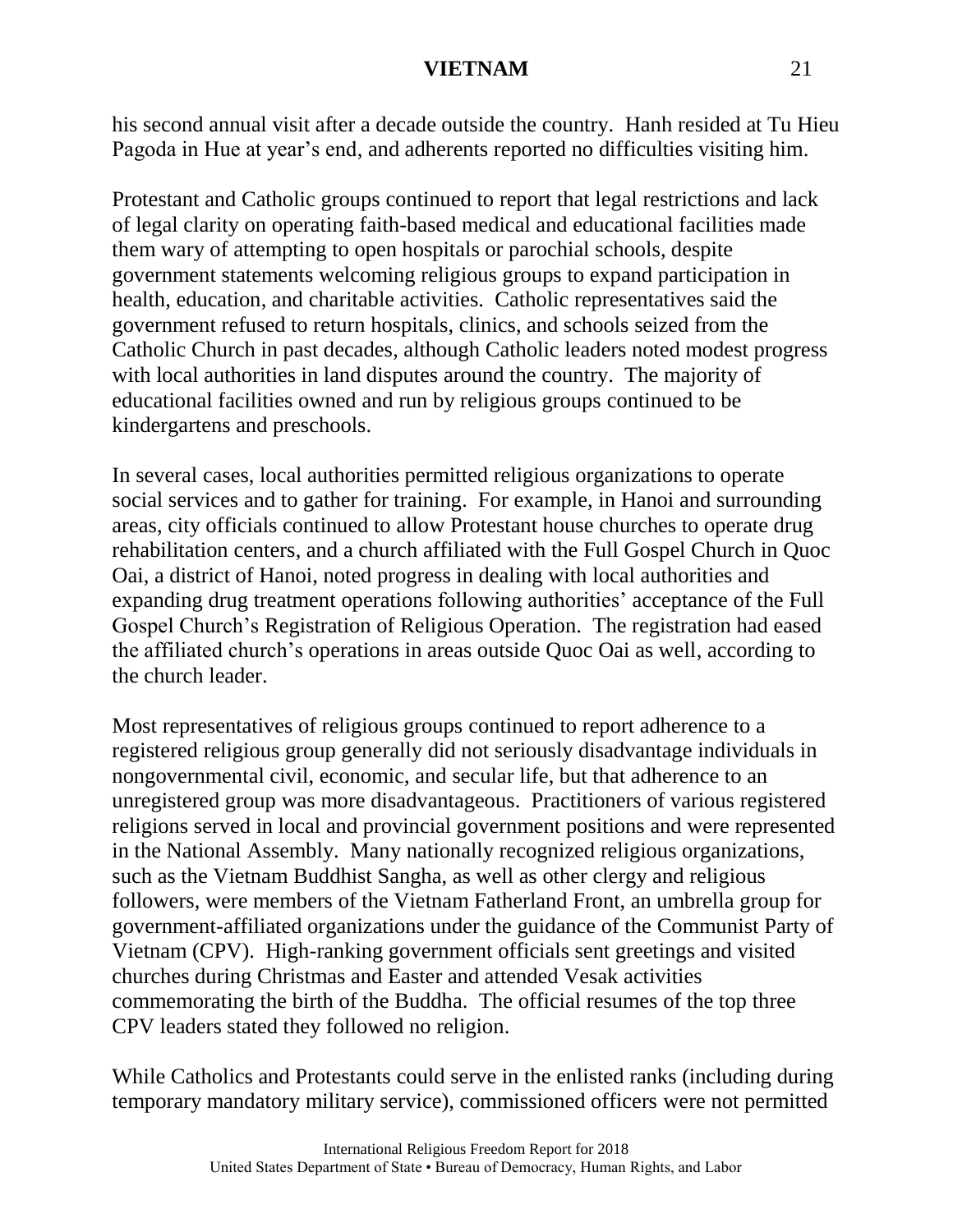his second annual visit after a decade outside the country. Hanh resided at Tu Hieu Pagoda in Hue at year's end, and adherents reported no difficulties visiting him.

Protestant and Catholic groups continued to report that legal restrictions and lack of legal clarity on operating faith-based medical and educational facilities made them wary of attempting to open hospitals or parochial schools, despite government statements welcoming religious groups to expand participation in health, education, and charitable activities. Catholic representatives said the government refused to return hospitals, clinics, and schools seized from the Catholic Church in past decades, although Catholic leaders noted modest progress with local authorities in land disputes around the country. The majority of educational facilities owned and run by religious groups continued to be kindergartens and preschools.

In several cases, local authorities permitted religious organizations to operate social services and to gather for training. For example, in Hanoi and surrounding areas, city officials continued to allow Protestant house churches to operate drug rehabilitation centers, and a church affiliated with the Full Gospel Church in Quoc Oai, a district of Hanoi, noted progress in dealing with local authorities and expanding drug treatment operations following authorities' acceptance of the Full Gospel Church's Registration of Religious Operation. The registration had eased the affiliated church's operations in areas outside Quoc Oai as well, according to the church leader.

Most representatives of religious groups continued to report adherence to a registered religious group generally did not seriously disadvantage individuals in nongovernmental civil, economic, and secular life, but that adherence to an unregistered group was more disadvantageous. Practitioners of various registered religions served in local and provincial government positions and were represented in the National Assembly. Many nationally recognized religious organizations, such as the Vietnam Buddhist Sangha, as well as other clergy and religious followers, were members of the Vietnam Fatherland Front, an umbrella group for government-affiliated organizations under the guidance of the Communist Party of Vietnam (CPV). High-ranking government officials sent greetings and visited churches during Christmas and Easter and attended Vesak activities commemorating the birth of the Buddha. The official resumes of the top three CPV leaders stated they followed no religion.

While Catholics and Protestants could serve in the enlisted ranks (including during temporary mandatory military service), commissioned officers were not permitted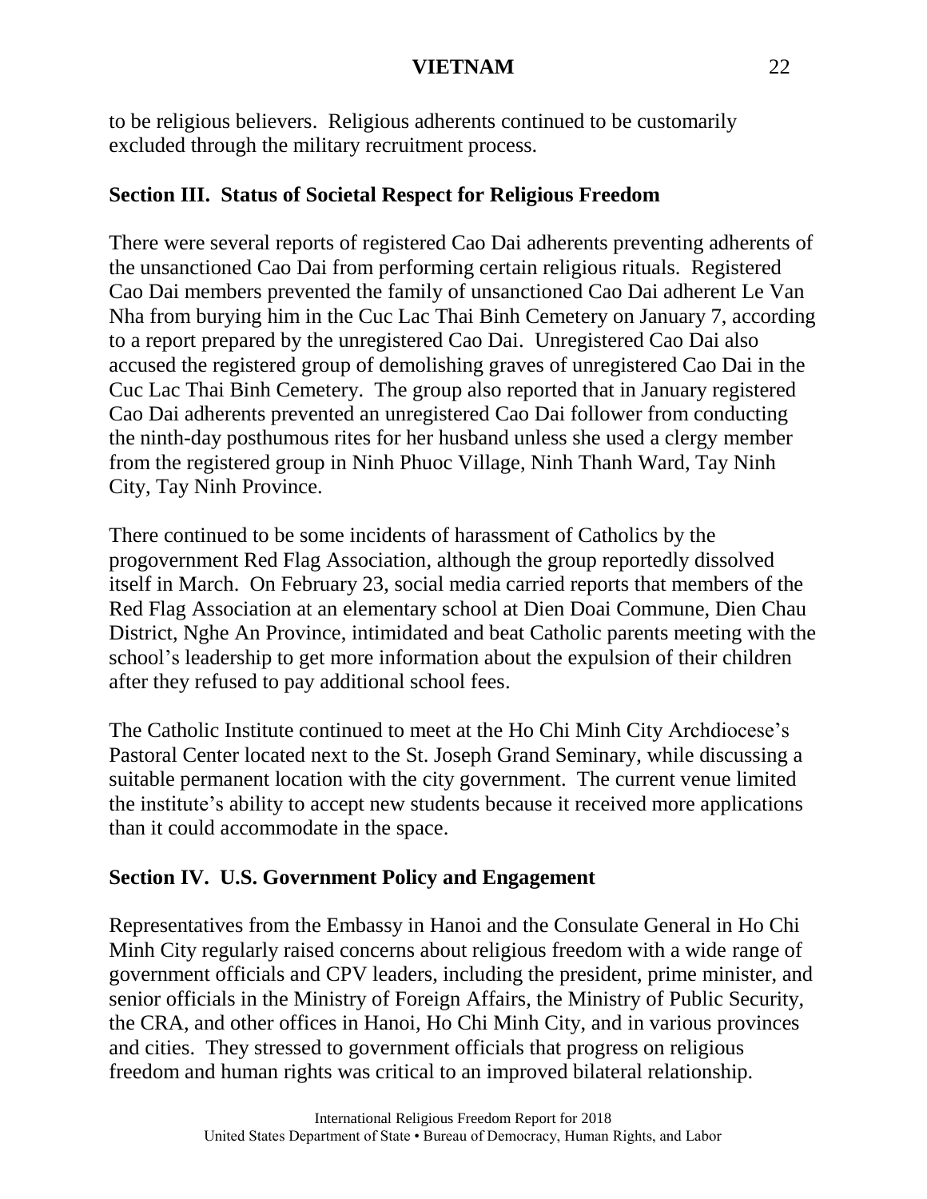to be religious believers. Religious adherents continued to be customarily excluded through the military recruitment process.

## Section III. Status of Societal Respect for Religious Freedom

There were several reports of registered Cao Dai adherents preventing adherents of the unsanctioned Cao Dai from performing certain religious rituals. Registered Cao Dai members prevented the family of unsanctioned Cao Dai adherent Le Van Nha from burying him in the Cuc Lac Thai Binh Cemetery on January 7, according to a report prepared by the unregistered Cao Dai. Unregistered Cao Dai also accused the registered group of demolishing graves of unregistered Cao Dai in the Cuc Lac Thai Binh Cemetery. The group also reported that in January registered Cao Dai adherents prevented an unregistered Cao Dai follower from conducting the ninth-day posthumous rites for her husband unless she used a clergy member from the registered group in Ninh Phuoc Village, Ninh Thanh Ward, Tay Ninh City, Tay Ninh Province.

There continued to be some incidents of harassment of Catholics by the progovernment Red Flag Association, although the group reportedly dissolved itself in March. On February 23, social media carried reports that members of the Red Flag Association at an elementary school at Dien Doai Commune, Dien Chau District, Nghe An Province, intimidated and beat Catholic parents meeting with the school's leadership to get more information about the expulsion of their children after they refused to pay additional school fees.

The Catholic Institute continued to meet at the Ho Chi Minh City Archdiocese's Pastoral Center located next to the St. Joseph Grand Seminary, while discussing a suitable permanent location with the city government. The current venue limited the institute's ability to accept new students because it received more applications than it could accommodate in the space.

## Section IV. U.S. Government Policy and Engagement

Representatives from the Embassy in Hanoi and the Consulate General in Ho Chi Minh City regularly raised concerns about religious freedom with a wide range of government officials and CPV leaders, including the president, prime minister, and senior officials in the Ministry of Foreign Affairs, the Ministry of Public Security, the CRA, and other offices in Hanoi, Ho Chi Minh City, and in various provinces and cities. They stressed to government officials that progress on religious freedom and human rights was critical to an improved bilateral relationship.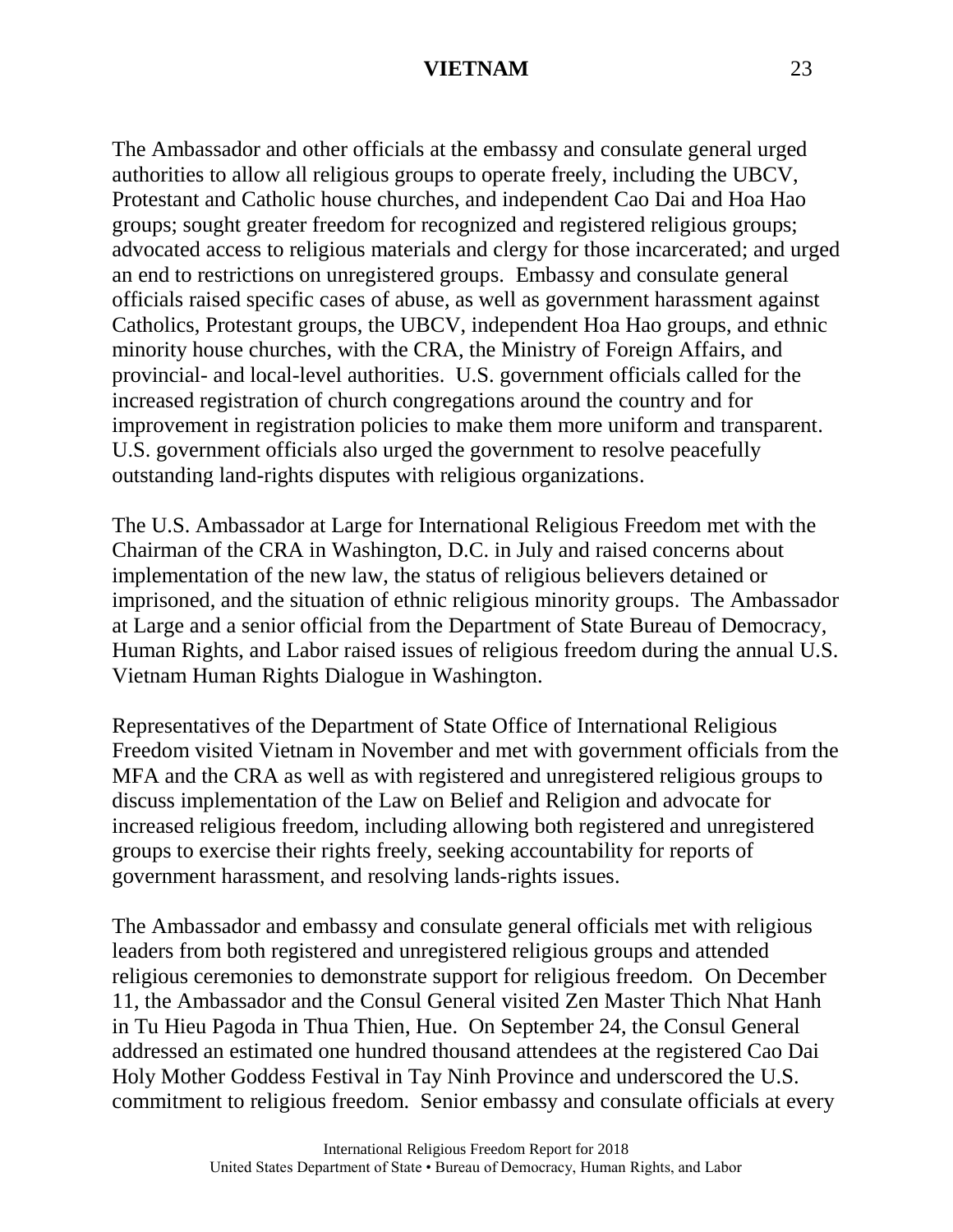The Ambassador and other officials at the embassy and consulate general urged authorities to allow all religious groups to operate freely, including the UBCV, Protestant and Catholic house churches, and independent Cao Dai and Hoa Hao groups; sought greater freedom for recognized and registered religious groups; advocated access to religious materials and clergy for those incarcerated; and urged an end to restrictions on unregistered groups. Embassy and consulate general officials raised specific cases of abuse, as well as government harassment against Catholics, Protestant groups, the UBCV, independent Hoa Hao groups, and ethnic minority house churches, with the CRA, the Ministry of Foreign Affairs, and provincial- and local-level authorities. U.S. government officials called for the increased registration of church congregations around the country and for improvement in registration policies to make them more uniform and transparent. U.S. government officials also urged the government to resolve peacefully outstanding land-rights disputes with religious organizations.

The U.S. Ambassador at Large for International Religious Freedom met with the Chairman of the CRA in Washington, D.C. in July and raised concerns about implementation of the new law, the status of religious believers detained or imprisoned, and the situation of ethnic religious minority groups. The Ambassador at Large and a senior official from the Department of State Bureau of Democracy, Human Rights, and Labor raised issues of religious freedom during the annual U.S. Vietnam Human Rights Dialogue in Washington.

Representatives of the Department of State Office of International Religious Freedom visited Vietnam in November and met with government officials from the MFA and the CRA as well as with registered and unregistered religious groups to discuss implementation of the Law on Belief and Religion and advocate for increased religious freedom, including allowing both registered and unregistered groups to exercise their rights freely, seeking accountability for reports of government harassment, and resolving lands-rights issues.

The Ambassador and embassy and consulate general officials met with religious leaders from both registered and unregistered religious groups and attended religious ceremonies to demonstrate support for religious freedom. On December 11, the Ambassador and the Consul General visited Zen Master Thich Nhat Hanh in Tu Hieu Pagoda in Thua Thien, Hue. On September 24, the Consul General addressed an estimated one hundred thousand attendees at the registered Cao Dai Holy Mother Goddess Festival in Tay Ninh Province and underscored the U.S. commitment to religious freedom. Senior embassy and consulate officials at every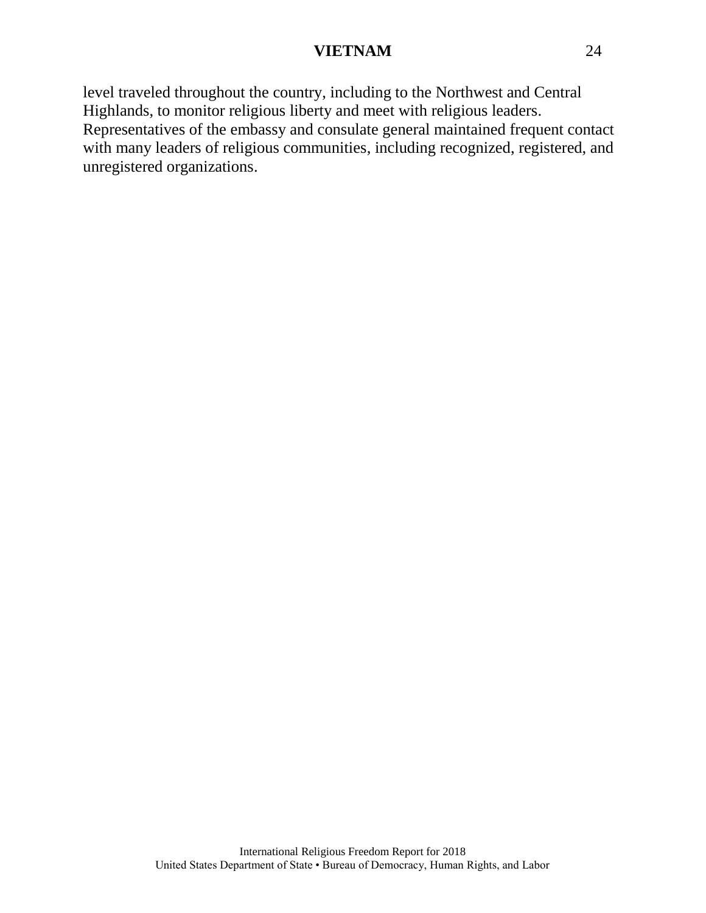level traveled throughout the country, including to the Northwest and Central Highlands, to monitor religious liberty and meet with religious leaders. Representatives of the embassy and consulate general maintained frequent contact with many leaders of religious communities, including recognized, registered, and unregistered organizations.